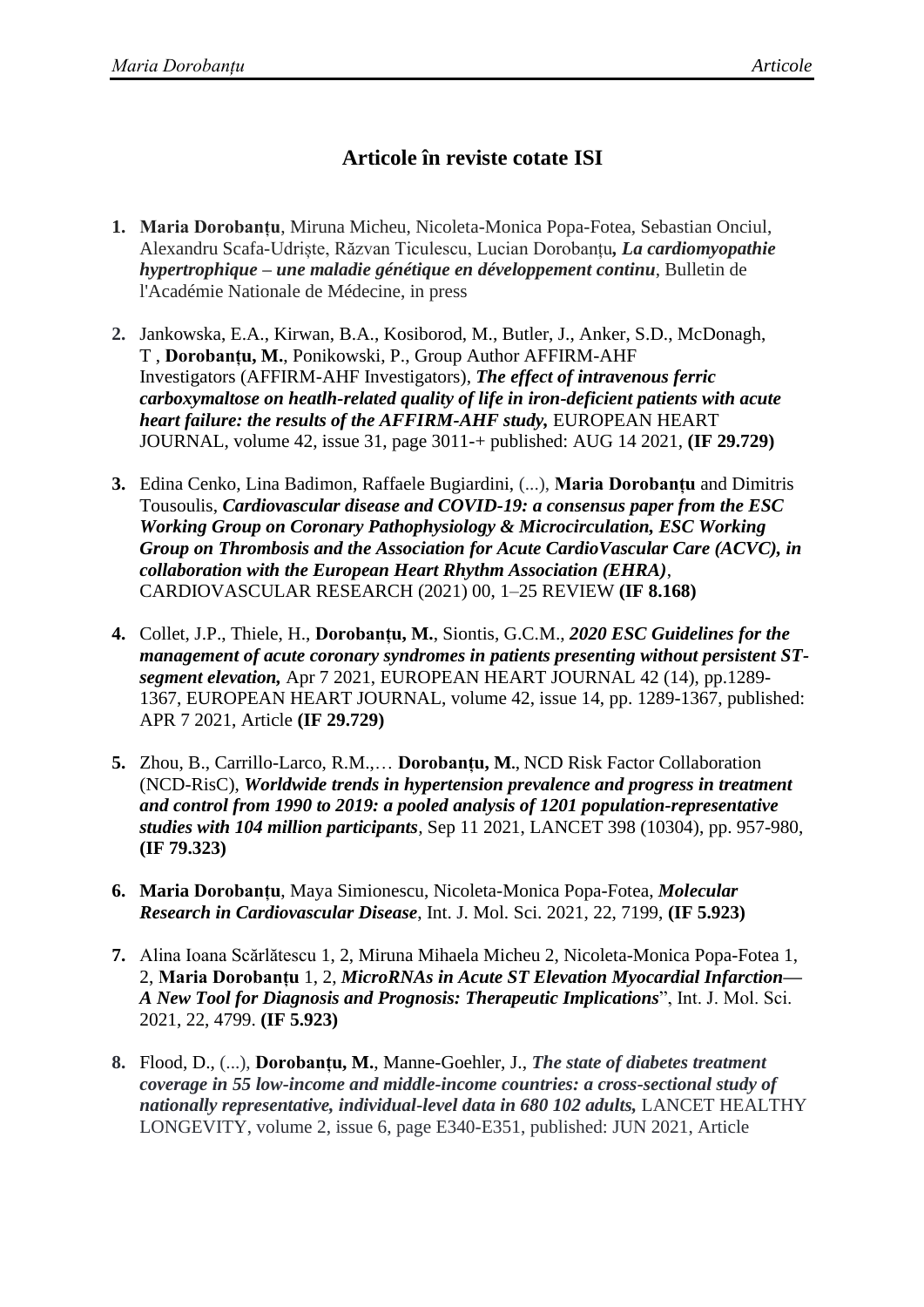# Articole în reviste cotate ISI

1. **Maria Dorobanțu**, Miruna Micheu, Nicoleta-Monica Popa-Fotea, Sebastian Onciul, Alexandru Scafa-Udriște, Răzvan Ticulescu, Lucian Dorobanțu**,** ***La cardiomyopathie hypertrophique – une maladie génétique en développement continu***, Bulletin de l'Académie Nationale de Médecine, in press

2. Jankowska, E.A., Kirwan, B.A., Kosiborod, M., Butler, J., Anker, S.D., McDonagh, T , **Dorobanțu, M.**, Ponikowski, P., Group Author AFFIRM-AHF Investigators (AFFIRM-AHF Investigators), ***The effect of intravenous ferric carboxymaltose on heatlh-related quality of life in iron-deficient patients with acute heart failure: the results of the AFFIRM-AHF study,*** EUROPEAN HEART JOURNAL, volume 42, issue 31, page 3011-+ published: AUG 14 2021, **(IF 29.729)**

3. Edina Cenko, Lina Badimon, Raffaele Bugiardini, (...), **Maria Dorobanțu** and Dimitris Tousoulis, ***Cardiovascular disease and COVID-19: a consensus paper from the ESC Working Group on Coronary Pathophysiology & Microcirculation, ESC Working Group on Thrombosis and the Association for Acute CardioVascular Care (ACVC), in collaboration with the European Heart Rhythm Association (EHRA)***, CARDIOVASCULAR RESEARCH (2021) 00, 1–25 REVIEW **(IF 8.168)**

4. Collet, J.P., Thiele, H., **Dorobanțu, M.**, Siontis, G.C.M., ***2020 ESC Guidelines for the management of acute coronary syndromes in patients presenting without persistent ST-segment elevation,*** Apr 7 2021, EUROPEAN HEART JOURNAL 42 (14), pp.1289-1367, EUROPEAN HEART JOURNAL, volume 42, issue 14, pp. 1289-1367, published: APR 7 2021, Article **(IF 29.729)**

5. Zhou, B., Carrillo-Larco, R.M.,… **Dorobanțu, M.**, NCD Risk Factor Collaboration (NCD-RisC), ***Worldwide trends in hypertension prevalence and progress in treatment and control from 1990 to 2019: a pooled analysis of 1201 population-representative studies with 104 million participants***, Sep 11 2021, LANCET 398 (10304), pp. 957-980, **(IF 79.323)**

6. **Maria Dorobanțu**, Maya Simionescu, Nicoleta-Monica Popa-Fotea, ***Molecular Research in Cardiovascular Disease***, Int. J. Mol. Sci. 2021, 22, 7199, **(IF 5.923)**

7. Alina Ioana Scărlătescu 1, 2, Miruna Mihaela Micheu 2, Nicoleta-Monica Popa-Fotea 1, 2, **Maria Dorobanțu** 1, 2, ***MicroRNAs in Acute ST Elevation Myocardial Infarction—A New Tool for Diagnosis and Prognosis: Therapeutic Implications***", Int. J. Mol. Sci. 2021, 22, 4799. **(IF 5.923)**

8. Flood, D., (...), **Dorobanțu, M.**, Manne-Goehler, J., ***The state of diabetes treatment coverage in 55 low-income and middle-income countries: a cross-sectional study of nationally representative, individual-level data in 680 102 adults,*** LANCET HEALTHY LONGEVITY, volume 2, issue 6, page E340-E351, published: JUN 2021, Article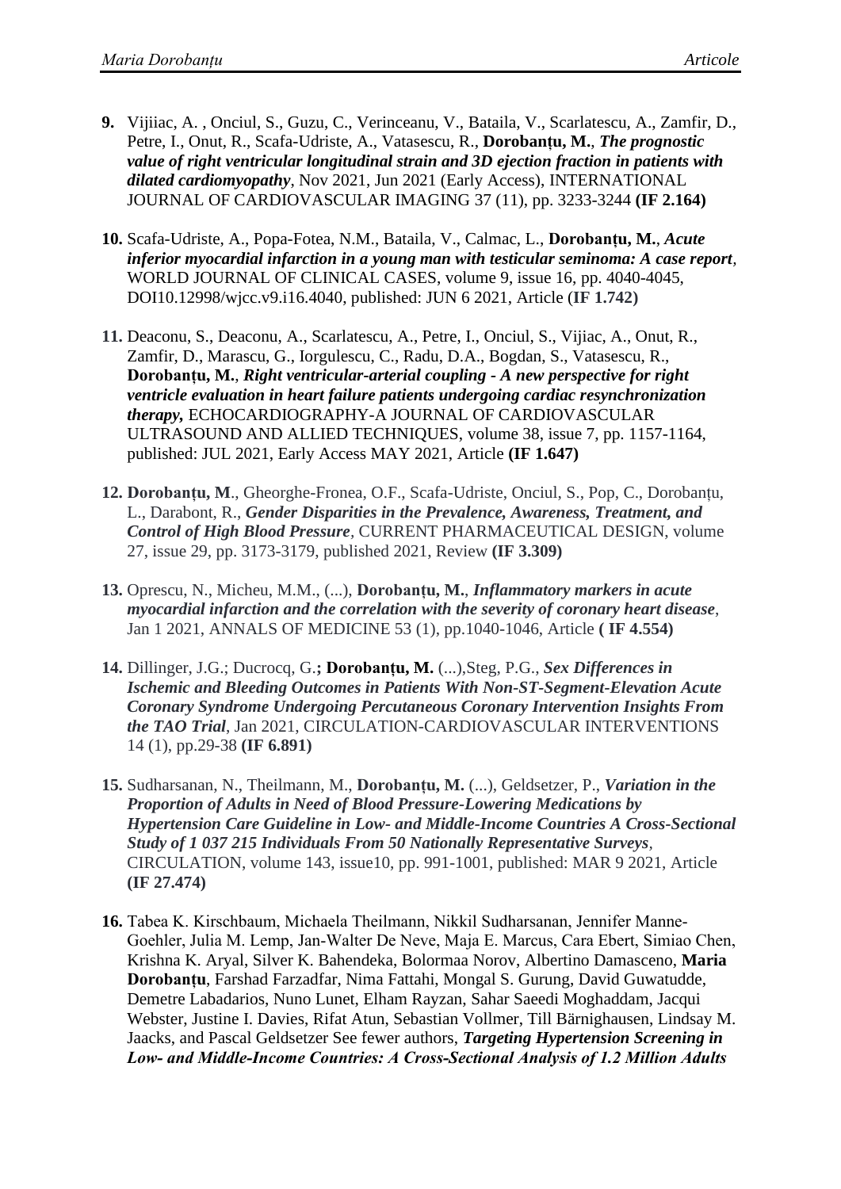9. Vijiiac, A. , Onciul, S., Guzu, C., Verinceanu, V., Bataila, V., Scarlatescu, A., Zamfir, D., Petre, I., Onut, R., Scafa-Udriste, A., Vatasescu, R., **Dorobanțu, M.**, ***The prognostic value of right ventricular longitudinal strain and 3D ejection fraction in patients with dilated cardiomyopathy***, Nov 2021, Jun 2021 (Early Access), INTERNATIONAL JOURNAL OF CARDIOVASCULAR IMAGING 37 (11), pp. 3233-3244 **(IF 2.164)**

10. Scafa-Udriste, A., Popa-Fotea, N.M., Bataila, V., Calmac, L., **Dorobanțu, M.**, ***Acute inferior myocardial infarction in a young man with testicular seminoma: A case report***, WORLD JOURNAL OF CLINICAL CASES, volume 9, issue 16, pp. 4040-4045, DOI10.12998/wjcc.v9.i16.4040, published: JUN 6 2021, Article (**IF 1.742**)

11. Deaconu, S., Deaconu, A., Scarlatescu, A., Petre, I., Onciul, S., Vijiac, A., Onut, R., Zamfir, D., Marascu, G., Iorgulescu, C., Radu, D.A., Bogdan, S., Vatasescu, R., **Dorobanțu, M.**, ***Right ventricular-arterial coupling - A new perspective for right ventricle evaluation in heart failure patients undergoing cardiac resynchronization therapy,*** ECHOCARDIOGRAPHY-A JOURNAL OF CARDIOVASCULAR ULTRASOUND AND ALLIED TECHNIQUES, volume 38, issue 7, pp. 1157-1164, published: JUL 2021, Early Access MAY 2021, Article **(IF 1.647)**

12. **Dorobanțu, M**., Gheorghe-Fronea, O.F., Scafa-Udriste, Onciul, S., Pop, C., Dorobanțu, L., Darabont, R., ***Gender Disparities in the Prevalence, Awareness, Treatment, and Control of High Blood Pressure***, CURRENT PHARMACEUTICAL DESIGN, volume 27, issue 29, pp. 3173-3179, published 2021, Review **(IF 3.309)**

13. Oprescu, N., Micheu, M.M., (...), **Dorobanțu, M.**, ***Inflammatory markers in acute myocardial infarction and the correlation with the severity of coronary heart disease***, Jan 1 2021, ANNALS OF MEDICINE 53 (1), pp.1040-1046, Article **( IF 4.554)**

14. Dillinger, J.G.; Ducrocq, G.**; Dorobanțu, M.** (...),Steg, P.G., ***Sex Differences in Ischemic and Bleeding Outcomes in Patients With Non-ST-Segment-Elevation Acute Coronary Syndrome Undergoing Percutaneous Coronary Intervention Insights From the TAO Trial***, Jan 2021, CIRCULATION-CARDIOVASCULAR INTERVENTIONS 14 (1), pp.29-38 **(IF 6.891)**

15. Sudharsanan, N., Theilmann, M., **Dorobanțu, M.** (...), Geldsetzer, P., ***Variation in the Proportion of Adults in Need of Blood Pressure-Lowering Medications by Hypertension Care Guideline in Low- and Middle-Income Countries A Cross-Sectional Study of 1 037 215 Individuals From 50 Nationally Representative Surveys***, CIRCULATION, volume 143, issue10, pp. 991-1001, published: MAR 9 2021, Article **(IF 27.474)**

16. Tabea K. Kirschbaum, Michaela Theilmann, Nikkil Sudharsanan, Jennifer Manne-Goehler, Julia M. Lemp, Jan-Walter De Neve, Maja E. Marcus, Cara Ebert, Simiao Chen, Krishna K. Aryal, Silver K. Bahendeka, Bolormaa Norov, Albertino Damasceno, **Maria Dorobanțu**, Farshad Farzadfar, Nima Fattahi, Mongal S. Gurung, David Guwatudde, Demetre Labadarios, Nuno Lunet, Elham Rayzan, Sahar Saeedi Moghaddam, Jacqui Webster, Justine I. Davies, Rifat Atun, Sebastian Vollmer, Till Bärnighausen, Lindsay M. Jaacks, and Pascal Geldsetzer See fewer authors, ***Targeting Hypertension Screening in Low- and Middle-Income Countries: A Cross-Sectional Analysis of 1.2 Million Adults***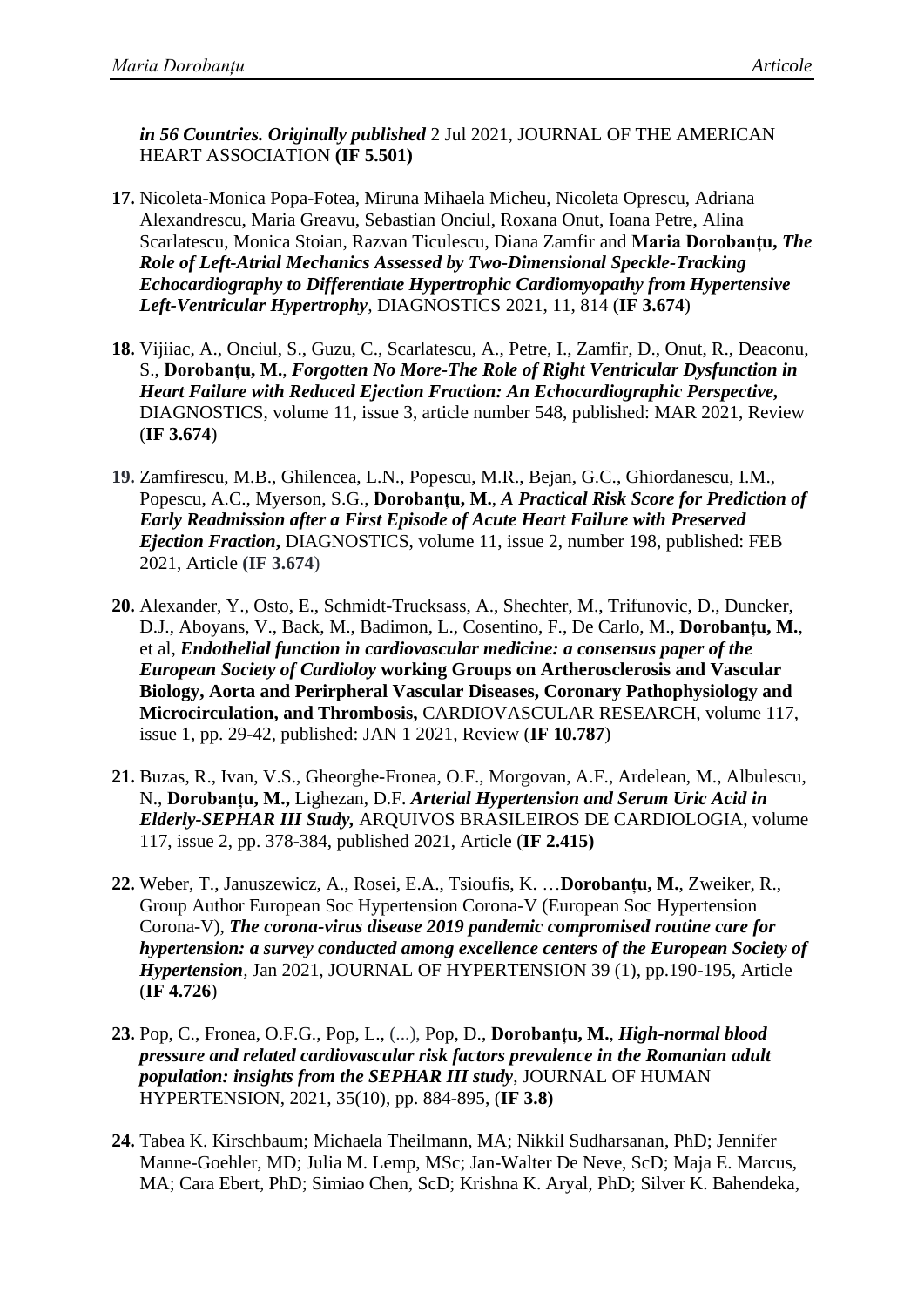*in 56 Countries. Originally published* 2 Jul 2021, JOURNAL OF THE AMERICAN HEART ASSOCIATION **(IF 5.501)**

**17.** Nicoleta-Monica Popa-Fotea, Miruna Mihaela Micheu, Nicoleta Oprescu, Adriana Alexandrescu, Maria Greavu, Sebastian Onciul, Roxana Onut, Ioana Petre, Alina Scarlatescu, Monica Stoian, Razvan Ticulescu, Diana Zamfir and **Maria Dorobanțu,** ***The Role of Left-Atrial Mechanics Assessed by Two-Dimensional Speckle-Tracking Echocardiography to Differentiate Hypertrophic Cardiomyopathy from Hypertensive Left-Ventricular Hypertrophy***, DIAGNOSTICS 2021, 11, 814 (**IF 3.674**)

**18.** Vijiiac, A., Onciul, S., Guzu, C., Scarlatescu, A., Petre, I., Zamfir, D., Onut, R., Deaconu, S., **Dorobanțu, M.**, ***Forgotten No More-The Role of Right Ventricular Dysfunction in Heart Failure with Reduced Ejection Fraction: An Echocardiographic Perspective,*** DIAGNOSTICS, volume 11, issue 3, article number 548, published: MAR 2021, Review (**IF 3.674**)

**19.** Zamfirescu, M.B., Ghilencea, L.N., Popescu, M.R., Bejan, G.C., Ghiordanescu, I.M., Popescu, A.C., Myerson, S.G., **Dorobanțu, M.**, ***A Practical Risk Score for Prediction of Early Readmission after a First Episode of Acute Heart Failure with Preserved Ejection Fraction***, DIAGNOSTICS, volume 11, issue 2, number 198, published: FEB 2021, Article (**IF 3.674**)

**20.** Alexander, Y., Osto, E., Schmidt-Trucksass, A., Shechter, M., Trifunovic, D., Duncker, D.J., Aboyans, V., Back, M., Badimon, L., Cosentino, F., De Carlo, M., **Dorobanțu, M.**, et al, ***Endothelial function in cardiovascular medicine: a consensus paper of the European Society of Cardioloy* working Groups on Artherosclerosis and Vascular Biology, Aorta and Perirpheral Vascular Diseases, Coronary Pathophysiology and Microcirculation, and Thrombosis,** CARDIOVASCULAR RESEARCH, volume 117, issue 1, pp. 29-42, published: JAN 1 2021, Review (**IF 10.787**)

**21.** Buzas, R., Ivan, V.S., Gheorghe-Fronea, O.F., Morgovan, A.F., Ardelean, M., Albulescu, N., **Dorobanțu, M.,** Lighezan, D.F. ***Arterial Hypertension and Serum Uric Acid in Elderly-SEPHAR III Study,*** ARQUIVOS BRASILEIROS DE CARDIOLOGIA, volume 117, issue 2, pp. 378-384, published 2021, Article (**IF 2.415)**

**22.** Weber, T., Januszewicz, A., Rosei, E.A., Tsioufis, K. …**Dorobanțu, M.**, Zweiker, R., Group Author European Soc Hypertension Corona-V (European Soc Hypertension Corona-V), ***The corona-virus disease 2019 pandemic compromised routine care for hypertension: a survey conducted among excellence centers of the European Society of Hypertension***, Jan 2021, JOURNAL OF HYPERTENSION 39 (1), pp.190-195, Article (**IF 4.726**)

**23.** Pop, C., Fronea, O.F.G., Pop, L., (...), Pop, D., **Dorobanțu, M.**, ***High-normal blood pressure and related cardiovascular risk factors prevalence in the Romanian adult population: insights from the SEPHAR III study***, JOURNAL OF HUMAN HYPERTENSION, 2021, 35(10), pp. 884-895, (**IF 3.8)**

**24.** Tabea K. Kirschbaum; Michaela Theilmann, MA; Nikkil Sudharsanan, PhD; Jennifer Manne-Goehler, MD; Julia M. Lemp, MSc; Jan-Walter De Neve, ScD; Maja E. Marcus, MA; Cara Ebert, PhD; Simiao Chen, ScD; Krishna K. Aryal, PhD; Silver K. Bahendeka,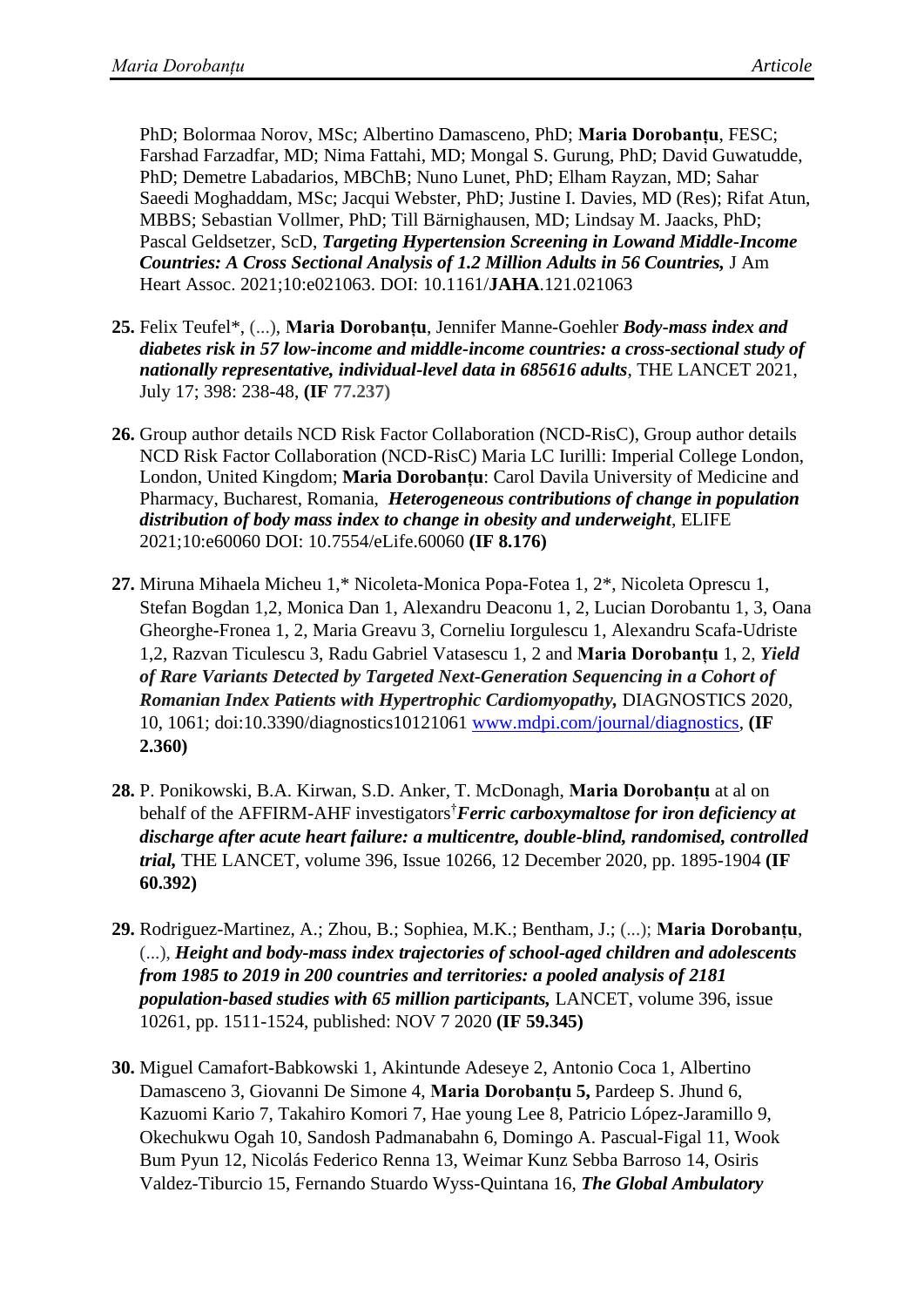PhD; Bolormaa Norov, MSc; Albertino Damasceno, PhD; **Maria Dorobanțu**, FESC; Farshad Farzadfar, MD; Nima Fattahi, MD; Mongal S. Gurung, PhD; David Guwatudde, PhD; Demetre Labadarios, MBChB; Nuno Lunet, PhD; Elham Rayzan, MD; Sahar Saeedi Moghaddam, MSc; Jacqui Webster, PhD; Justine I. Davies, MD (Res); Rifat Atun, MBBS; Sebastian Vollmer, PhD; Till Bärnighausen, MD; Lindsay M. Jaacks, PhD; Pascal Geldsetzer, ScD, ***Targeting Hypertension Screening in Lowand Middle-Income Countries: A Cross Sectional Analysis of 1.2 Million Adults in 56 Countries,*** J Am Heart Assoc. 2021;10:e021063. DOI: 10.1161/**JAHA**.121.021063

**25.** Felix Teufel*, (...), **Maria Dorobanțu**, Jennifer Manne-Goehler ***Body-mass index and diabetes risk in 57 low-income and middle-income countries: a cross-sectional study of nationally representative, individual-level data in 685616 adults***, THE LANCET 2021, July 17; 398: 238-48, **(IF 77.237)**

**26.** Group author details NCD Risk Factor Collaboration (NCD-RisC), Group author details NCD Risk Factor Collaboration (NCD-RisC) Maria LC Iurilli: Imperial College London, London, United Kingdom; **Maria Dorobanțu**: Carol Davila University of Medicine and Pharmacy, Bucharest, Romania, ***Heterogeneous contributions of change in population distribution of body mass index to change in obesity and underweight***, ELIFE 2021;10:e60060 DOI: 10.7554/eLife.60060 **(IF 8.176)**

**27.** Miruna Mihaela Micheu 1,* Nicoleta-Monica Popa-Fotea 1, 2*, Nicoleta Oprescu 1, Stefan Bogdan 1,2, Monica Dan 1, Alexandru Deaconu 1, 2, Lucian Dorobantu 1, 3, Oana Gheorghe-Fronea 1, 2, Maria Greavu 3, Corneliu Iorgulescu 1, Alexandru Scafa-Udriste 1,2, Razvan Ticulescu 3, Radu Gabriel Vatasescu 1, 2 and **Maria Dorobanțu** 1, 2, ***Yield of Rare Variants Detected by Targeted Next-Generation Sequencing in a Cohort of Romanian Index Patients with Hypertrophic Cardiomyopathy,*** DIAGNOSTICS 2020, 10, 1061; doi:10.3390/diagnostics10121061 www.mdpi.com/journal/diagnostics, **(IF 2.360)**

**28.** P. Ponikowski, B.A. Kirwan, S.D. Anker, T. McDonagh, **Maria Dorobanțu** at al on behalf of the AFFIRM-AHF investigators† ***Ferric carboxymaltose for iron deficiency at discharge after acute heart failure: a multicentre, double-blind, randomised, controlled trial,*** THE LANCET, volume 396, Issue 10266, 12 December 2020, pp. 1895-1904 **(IF 60.392)**

**29.** Rodriguez-Martinez, A.; Zhou, B.; Sophiea, M.K.; Bentham, J.; (...); **Maria Dorobanțu**, (...), ***Height and body-mass index trajectories of school-aged children and adolescents from 1985 to 2019 in 200 countries and territories: a pooled analysis of 2181 population-based studies with 65 million participants,*** LANCET, volume 396, issue 10261, pp. 1511-1524, published: NOV 7 2020 **(IF 59.345)**

**30.** Miguel Camafort-Babkowski 1, Akintunde Adeseye 2, Antonio Coca 1, Albertino Damasceno 3, Giovanni De Simone 4, **Maria Dorobanțu 5,** Pardeep S. Jhund 6, Kazuomi Kario 7, Takahiro Komori 7, Hae young Lee 8, Patricio López-Jaramillo 9, Okechukwu Ogah 10, Sandosh Padmanabahn 6, Domingo A. Pascual-Figal 11, Wook Bum Pyun 12, Nicolás Federico Renna 13, Weimar Kunz Sebba Barroso 14, Osiris Valdez-Tiburcio 15, Fernando Stuardo Wyss-Quintana 16, ***The Global Ambulatory***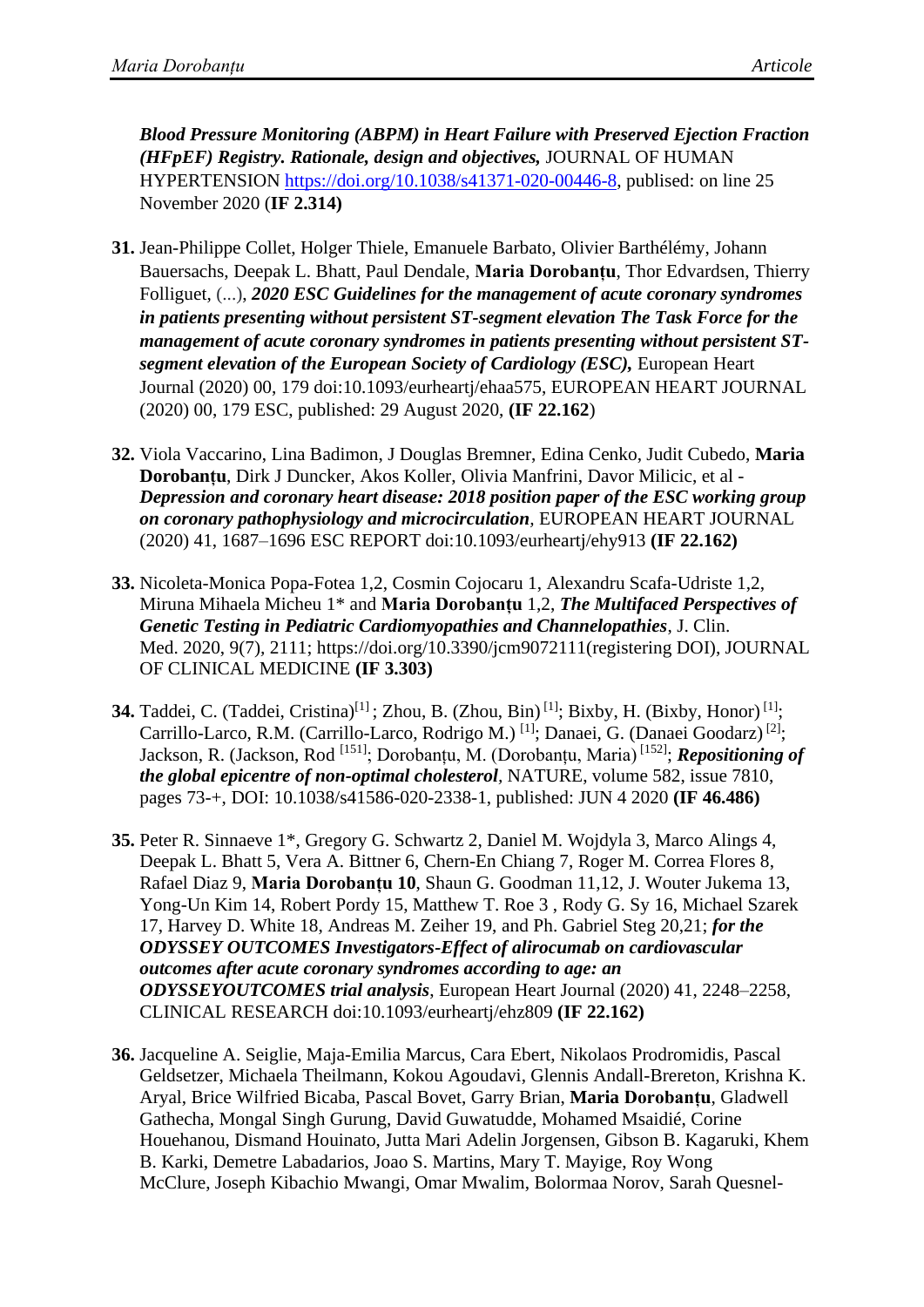***Blood Pressure Monitoring (ABPM) in Heart Failure with Preserved Ejection Fraction (HFpEF) Registry. Rationale, design and objectives,*** JOURNAL OF HUMAN HYPERTENSION https://doi.org/10.1038/s41371-020-00446-8, publised: on line 25 November 2020 (**IF 2.314)**

**31.** Jean-Philippe Collet, Holger Thiele, Emanuele Barbato, Olivier Barthélémy, Johann Bauersachs, Deepak L. Bhatt, Paul Dendale, **Maria Dorobanțu**, Thor Edvardsen, Thierry Folliguet, (...), ***2020 ESC Guidelines for the management of acute coronary syndromes in patients presenting without persistent ST-segment elevation The Task Force for the management of acute coronary syndromes in patients presenting without persistent ST-segment elevation of the European Society of Cardiology (ESC),*** European Heart Journal (2020) 00, 179 doi:10.1093/eurheartj/ehaa575, EUROPEAN HEART JOURNAL (2020) 00, 179 ESC, published: 29 August 2020, **(IF 22.162**)

**32.** Viola Vaccarino, Lina Badimon, J Douglas Bremner, Edina Cenko, Judit Cubedo, **Maria Dorobanțu**, Dirk J Duncker, Akos Koller, Olivia Manfrini, Davor Milicic, et al - ***Depression and coronary heart disease: 2018 position paper of the ESC working group on coronary pathophysiology and microcirculation***, EUROPEAN HEART JOURNAL (2020) 41, 1687–1696 ESC REPORT doi:10.1093/eurheartj/ehy913 **(IF 22.162)**

**33.** Nicoleta-Monica Popa-Fotea 1,2, Cosmin Cojocaru 1, Alexandru Scafa-Udriste 1,2, Miruna Mihaela Micheu 1* and **Maria Dorobanțu** 1,2, ***The Multifaced Perspectives of Genetic Testing in Pediatric Cardiomyopathies and Channelopathies***, J. Clin. Med. 2020, 9(7), 2111; https://doi.org/10.3390/jcm9072111(registering DOI), JOURNAL OF CLINICAL MEDICINE **(IF 3.303)**

**34.** Taddei, C. (Taddei, Cristina)[1] ; Zhou, B. (Zhou, Bin) [1]; Bixby, H. (Bixby, Honor) [1]; Carrillo-Larco, R.M. (Carrillo-Larco, Rodrigo M.) [1]; Danaei, G. (Danaei Goodarz) [2]; Jackson, R. (Jackson, Rod [151]; Dorobanțu, M. (Dorobanțu, Maria) [152]; ***Repositioning of the global epicentre of non-optimal cholesterol***, NATURE, volume 582, issue 7810, pages 73-+, DOI: 10.1038/s41586-020-2338-1, published: JUN 4 2020 **(IF 46.486)**

**35.** Peter R. Sinnaeve 1*, Gregory G. Schwartz 2, Daniel M. Wojdyla 3, Marco Alings 4, Deepak L. Bhatt 5, Vera A. Bittner 6, Chern-En Chiang 7, Roger M. Correa Flores 8, Rafael Diaz 9, **Maria Dorobanțu 10**, Shaun G. Goodman 11,12, J. Wouter Jukema 13, Yong-Un Kim 14, Robert Pordy 15, Matthew T. Roe 3 , Rody G. Sy 16, Michael Szarek 17, Harvey D. White 18, Andreas M. Zeiher 19, and Ph. Gabriel Steg 20,21; ***for the ODYSSEY OUTCOMES Investigators-Effect of alirocumab on cardiovascular outcomes after acute coronary syndromes according to age: an ODYSSEYOUTCOMES trial analysis***, European Heart Journal (2020) 41, 2248–2258, CLINICAL RESEARCH doi:10.1093/eurheartj/ehz809 **(IF 22.162)**

**36.** Jacqueline A. Seiglie, Maja-Emilia Marcus, Cara Ebert, Nikolaos Prodromidis, Pascal Geldsetzer, Michaela Theilmann, Kokou Agoudavi, Glennis Andall-Brereton, Krishna K. Aryal, Brice Wilfried Bicaba, Pascal Bovet, Garry Brian, **Maria Dorobanțu**, Gladwell Gathecha, Mongal Singh Gurung, David Guwatudde, Mohamed Msaidié, Corine Houehanou, Dismand Houinato, Jutta Mari Adelin Jorgensen, Gibson B. Kagaruki, Khem B. Karki, Demetre Labadarios, Joao S. Martins, Mary T. Mayige, Roy Wong McClure, Joseph Kibachio Mwangi, Omar Mwalim, Bolormaa Norov, Sarah Quesnel-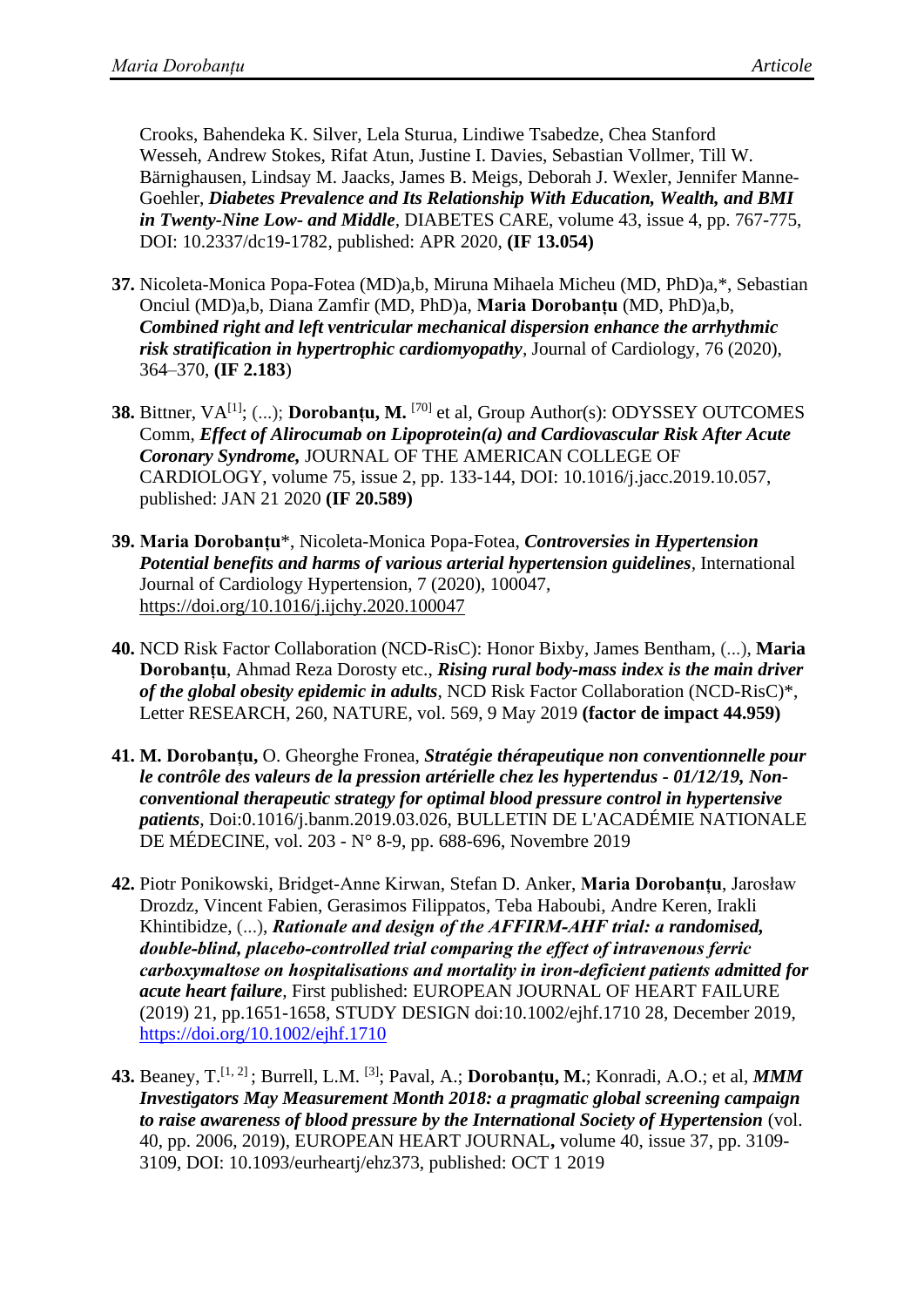Crooks, Bahendeka K. Silver, Lela Sturua, Lindiwe Tsabedze, Chea Stanford Wesseh, Andrew Stokes, Rifat Atun, Justine I. Davies, Sebastian Vollmer, Till W. Bärnighausen, Lindsay M. Jaacks, James B. Meigs, Deborah J. Wexler, Jennifer Manne-Goehler, ***Diabetes Prevalence and Its Relationship With Education, Wealth, and BMI in Twenty-Nine Low- and Middle***, DIABETES CARE, volume 43, issue 4, pp. 767-775, DOI: 10.2337/dc19-1782, published: APR 2020, **(IF 13.054)**

**37.** Nicoleta-Monica Popa-Fotea (MD)a,b, Miruna Mihaela Micheu (MD, PhD)a,*, Sebastian Onciul (MD)a,b, Diana Zamfir (MD, PhD)a, **Maria Dorobanțu** (MD, PhD)a,b, ***Combined right and left ventricular mechanical dispersion enhance the arrhythmic risk stratification in hypertrophic cardiomyopathy***, Journal of Cardiology, 76 (2020), 364–370, **(IF 2.183**)

**38.** Bittner, VA[1]; (...); **Dorobanțu, M.** [70] et al, Group Author(s): ODYSSEY OUTCOMES Comm, ***Effect of Alirocumab on Lipoprotein(a) and Cardiovascular Risk After Acute Coronary Syndrome,*** JOURNAL OF THE AMERICAN COLLEGE OF CARDIOLOGY, volume 75, issue 2, pp. 133-144, DOI: 10.1016/j.jacc.2019.10.057, published: JAN 21 2020 **(IF 20.589)**

**39.** **Maria Dorobanțu***, Nicoleta-Monica Popa-Fotea, ***Controversies in Hypertension Potential benefits and harms of various arterial hypertension guidelines***, International Journal of Cardiology Hypertension, 7 (2020), 100047, https://doi.org/10.1016/j.ijchy.2020.100047

**40.** NCD Risk Factor Collaboration (NCD-RisC): Honor Bixby, James Bentham, (...), **Maria Dorobanțu**, Ahmad Reza Dorosty etc., ***Rising rural body-mass index is the main driver of the global obesity epidemic in adults***, NCD Risk Factor Collaboration (NCD-RisC)*, Letter RESEARCH, 260, NATURE, vol. 569, 9 May 2019 **(factor de impact 44.959)**

**41.** **M. Dorobanțu,** O. Gheorghe Fronea, ***Stratégie thérapeutique non conventionnelle pour le contrôle des valeurs de la pression artérielle chez les hypertendus - 01/12/19, Non-conventional therapeutic strategy for optimal blood pressure control in hypertensive patients***, Doi:0.1016/j.banm.2019.03.026, BULLETIN DE L'ACADÉMIE NATIONALE DE MÉDECINE, vol. 203 - N° 8-9, pp. 688-696, Novembre 2019

**42.** Piotr Ponikowski, Bridget-Anne Kirwan, Stefan D. Anker, **Maria Dorobanțu**, Jarosław Drozdz, Vincent Fabien, Gerasimos Filippatos, Teba Haboubi, Andre Keren, Irakli Khintibidze, (...), ***Rationale and design of the AFFIRM-AHF trial: a randomised, double-blind, placebo-controlled trial comparing the effect of intravenous ferric carboxymaltose on hospitalisations and mortality in iron-deficient patients admitted for acute heart failure***, First published: EUROPEAN JOURNAL OF HEART FAILURE (2019) 21, pp.1651-1658, STUDY DESIGN doi:10.1002/ejhf.1710 28, December 2019, https://doi.org/10.1002/ejhf.1710

**43.** Beaney, T.[1, 2] ; Burrell, L.M. [3]; Paval, A.; **Dorobanțu, M.**; Konradi, A.O.; et al, ***MMM Investigators May Measurement Month 2018: a pragmatic global screening campaign to raise awareness of blood pressure by the International Society of Hypertension*** (vol. 40, pp. 2006, 2019), EUROPEAN HEART JOURNAL**,** volume 40, issue 37, pp. 3109-3109, DOI: 10.1093/eurheartj/ehz373, published: OCT 1 2019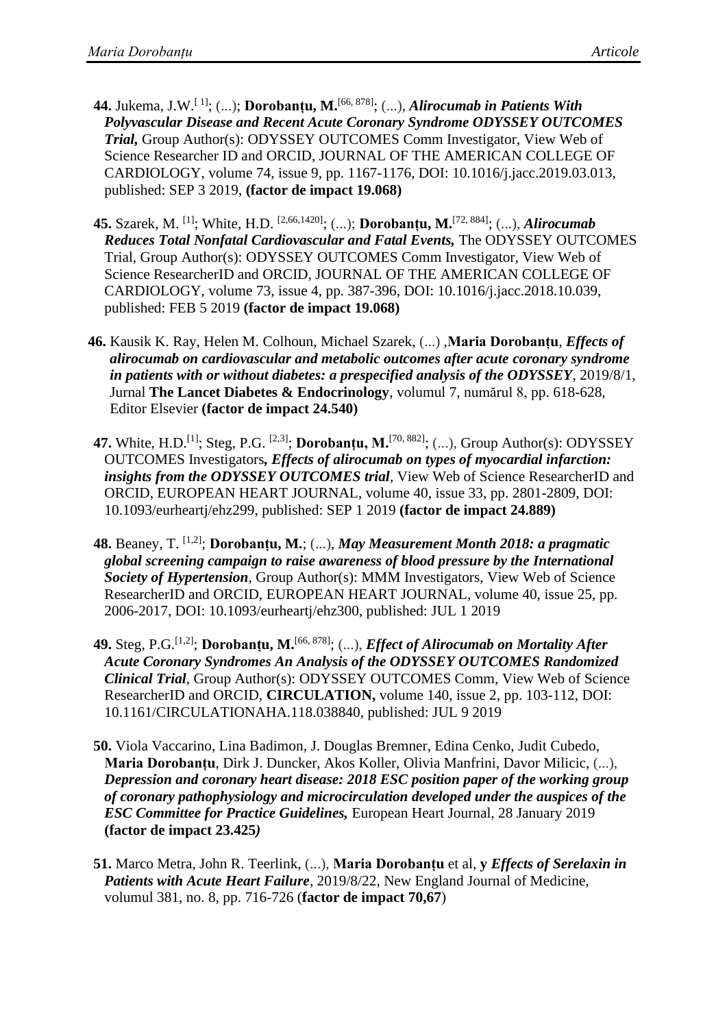**44.** Jukema, J.W.[1]; (...); **Dorobanțu, M.**[66, 878]; (...), ***Alirocumab in Patients With Polyvascular Disease and Recent Acute Coronary Syndrome ODYSSEY OUTCOMES Trial,*** Group Author(s): ODYSSEY OUTCOMES Comm Investigator, View Web of Science Researcher ID and ORCID, JOURNAL OF THE AMERICAN COLLEGE OF CARDIOLOGY, volume 74, issue 9, pp. 1167-1176, DOI: 10.1016/j.jacc.2019.03.013, published: SEP 3 2019, **(factor de impact 19.068)**

**45.** Szarek, M. [1]; White, H.D. [2,66,1420]; (...); **Dorobanțu, M.**[72, 884]; (...), ***Alirocumab Reduces Total Nonfatal Cardiovascular and Fatal Events,*** The ODYSSEY OUTCOMES Trial, Group Author(s): ODYSSEY OUTCOMES Comm Investigator, View Web of Science ResearcherID and ORCID, JOURNAL OF THE AMERICAN COLLEGE OF CARDIOLOGY, volume 73, issue 4, pp. 387-396, DOI: 10.1016/j.jacc.2018.10.039, published: FEB 5 2019 **(factor de impact 19.068)**

**46.** Kausik K. Ray, Helen M. Colhoun, Michael Szarek, (...) ,**Maria Dorobanțu**, ***Effects of alirocumab on cardiovascular and metabolic outcomes after acute coronary syndrome in patients with or without diabetes: a prespecified analysis of the ODYSSEY***, 2019/8/1, Jurnal **The Lancet Diabetes & Endocrinology**, volumul 7, numărul 8, pp. 618-628, Editor Elsevier **(factor de impact 24.540)**

**47.** White, H.D.[1]; Steg, P.G. [2,3]; **Dorobanțu, M.**[70, 882]; (...), Group Author(s): ODYSSEY OUTCOMES Investigators***, Effects of alirocumab on types of myocardial infarction: insights from the ODYSSEY OUTCOMES trial***, View Web of Science ResearcherID and ORCID, EUROPEAN HEART JOURNAL, volume 40, issue 33, pp. 2801-2809, DOI: 10.1093/eurheartj/ehz299, published: SEP 1 2019 **(factor de impact 24.889)**

**48.** Beaney, T. [1,2]; **Dorobanțu, M.**; (...), ***May Measurement Month 2018: a pragmatic global screening campaign to raise awareness of blood pressure by the International Society of Hypertension***, Group Author(s): MMM Investigators, View Web of Science ResearcherID and ORCID, EUROPEAN HEART JOURNAL, volume 40, issue 25, pp. 2006-2017, DOI: 10.1093/eurheartj/ehz300, published: JUL 1 2019

**49.** Steg, P.G.[1,2]; **Dorobanțu, M.**[66, 878]; (...), ***Effect of Alirocumab on Mortality After Acute Coronary Syndromes An Analysis of the ODYSSEY OUTCOMES Randomized Clinical Trial***, Group Author(s): ODYSSEY OUTCOMES Comm, View Web of Science ResearcherID and ORCID, **CIRCULATION,** volume 140, issue 2, pp. 103-112, DOI: 10.1161/CIRCULATIONAHA.118.038840, published: JUL 9 2019

**50.** Viola Vaccarino, Lina Badimon, J. Douglas Bremner, Edina Cenko, Judit Cubedo, **Maria Dorobanțu**, Dirk J. Duncker, Akos Koller, Olivia Manfrini, Davor Milicic, (...), ***Depression and coronary heart disease: 2018 ESC position paper of the working group of coronary pathophysiology and microcirculation developed under the auspices of the ESC Committee for Practice Guidelines,*** European Heart Journal, 28 January 2019 **(factor de impact 23.425*)***

**51.** Marco Metra, John R. Teerlink, (...), **Maria Dorobanțu** et al, **y** ***Effects of Serelaxin in Patients with Acute Heart Failure***, 2019/8/22, New England Journal of Medicine, volumul 381, no. 8, pp. 716-726 (**factor de impact 70,67**)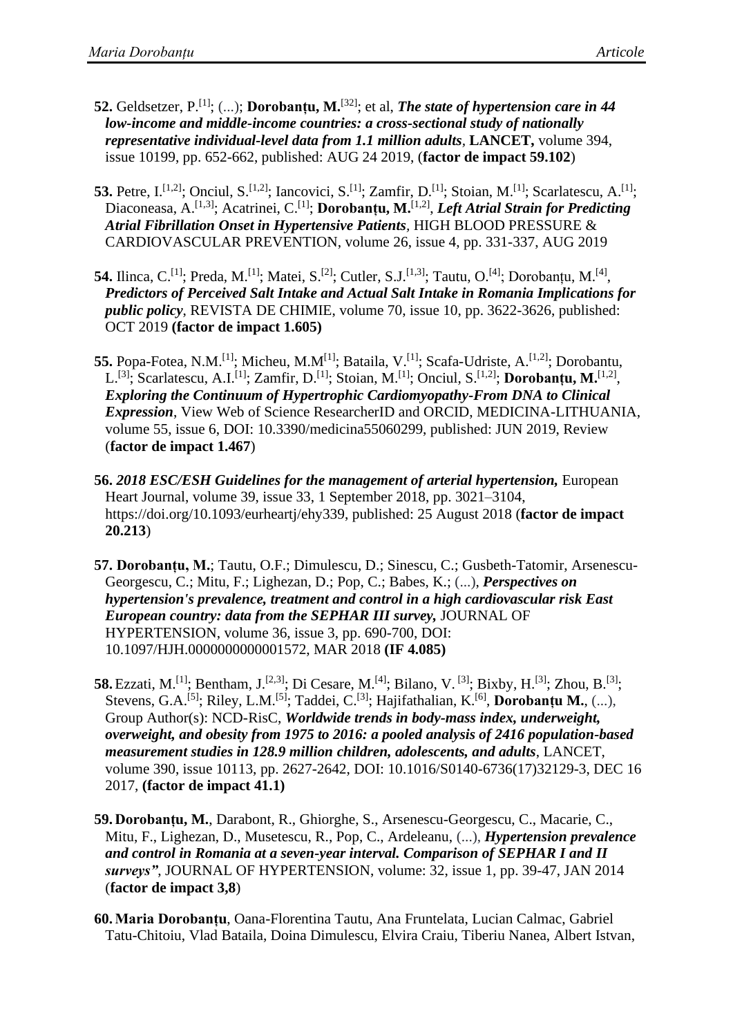**52.** Geldsetzer, P.[1]; (...); **Dorobanțu, M.**[32]; et al, ***The state of hypertension care in 44 low-income and middle-income countries: a cross-sectional study of nationally representative individual-level data from 1.1 million adults***, **LANCET,** volume 394, issue 10199, pp. 652-662, published: AUG 24 2019, (**factor de impact 59.102**)

**53.** Petre, I.[1,2]; Onciul, S.[1,2]; Iancovici, S.[1]; Zamfir, D.[1]; Stoian, M.[1]; Scarlatescu, A.[1]; Diaconeasa, A.[1,3]; Acatrinei, C.[1]; **Dorobanțu, M.**[1,2], ***Left Atrial Strain for Predicting Atrial Fibrillation Onset in Hypertensive Patients***, HIGH BLOOD PRESSURE & CARDIOVASCULAR PREVENTION, volume 26, issue 4, pp. 331-337, AUG 2019

**54.** Ilinca, C.[1]; Preda, M.[1]; Matei, S.[2]; Cutler, S.J.[1,3]; Tautu, O.[4]; Dorobanțu, M.[4], ***Predictors of Perceived Salt Intake and Actual Salt Intake in Romania Implications for public policy***, REVISTA DE CHIMIE, volume 70, issue 10, pp. 3622-3626, published: OCT 2019 **(factor de impact 1.605)**

**55.** Popa-Fotea, N.M.[1]; Micheu, M.M[1]; Bataila, V.[1]; Scafa-Udriste, A.[1,2]; Dorobantu, L.[3]; Scarlatescu, A.I.[1]; Zamfir, D.[1]; Stoian, M.[1]; Onciul, S.[1,2]; **Dorobanțu, M.**[1,2], ***Exploring the Continuum of Hypertrophic Cardiomyopathy-From DNA to Clinical Expression***, View Web of Science ResearcherID and ORCID, MEDICINA-LITHUANIA, volume 55, issue 6, DOI: 10.3390/medicina55060299, published: JUN 2019, Review (**factor de impact 1.467**)

**56.** ***2018 ESC/ESH Guidelines for the management of arterial hypertension,*** European Heart Journal, volume 39, issue 33, 1 September 2018, pp. 3021–3104, https://doi.org/10.1093/eurheartj/ehy339, published: 25 August 2018 (**factor de impact 20.213**)

**57. Dorobanțu, M.**; Tautu, O.F.; Dimulescu, D.; Sinescu, C.; Gusbeth-Tatomir, Arsenescu-Georgescu, C.; Mitu, F.; Lighezan, D.; Pop, C.; Babes, K.; (...), ***Perspectives on hypertension's prevalence, treatment and control in a high cardiovascular risk East European country: data from the SEPHAR III survey,*** JOURNAL OF HYPERTENSION, volume 36, issue 3, pp. 690-700, DOI: 10.1097/HJH.0000000000001572, MAR 2018 **(IF 4.085)**

**58.** Ezzati, M.[1]; Bentham, J.[2,3]; Di Cesare, M.[4]; Bilano, V. [3]; Bixby, H.[3]; Zhou, B.[3]; Stevens, G.A.[5]; Riley, L.M.[5]; Taddei, C.[3]; Hajifathalian, K.[6], **Dorobanțu M.**, (...), Group Author(s): NCD-RisC, ***Worldwide trends in body-mass index, underweight, overweight, and obesity from 1975 to 2016: a pooled analysis of 2416 population-based measurement studies in 128.9 million children, adolescents, and adults***, LANCET, volume 390, issue 10113, pp. 2627-2642, DOI: 10.1016/S0140-6736(17)32129-3, DEC 16 2017, **(factor de impact 41.1)**

**59. Dorobanțu, M.**, Darabont, R., Ghiorghe, S., Arsenescu-Georgescu, C., Macarie, C., Mitu, F., Lighezan, D., Musetescu, R., Pop, C., Ardeleanu, (...), ***Hypertension prevalence and control in Romania at a seven-year interval. Comparison of SEPHAR I and II surveys"***, JOURNAL OF HYPERTENSION, volume: 32, issue 1, pp. 39-47, JAN 2014 (**factor de impact 3,8**)

**60. Maria Dorobanțu**, Oana-Florentina Tautu, Ana Fruntelata, Lucian Calmac, Gabriel Tatu-Chitoiu, Vlad Bataila, Doina Dimulescu, Elvira Craiu, Tiberiu Nanea, Albert Istvan,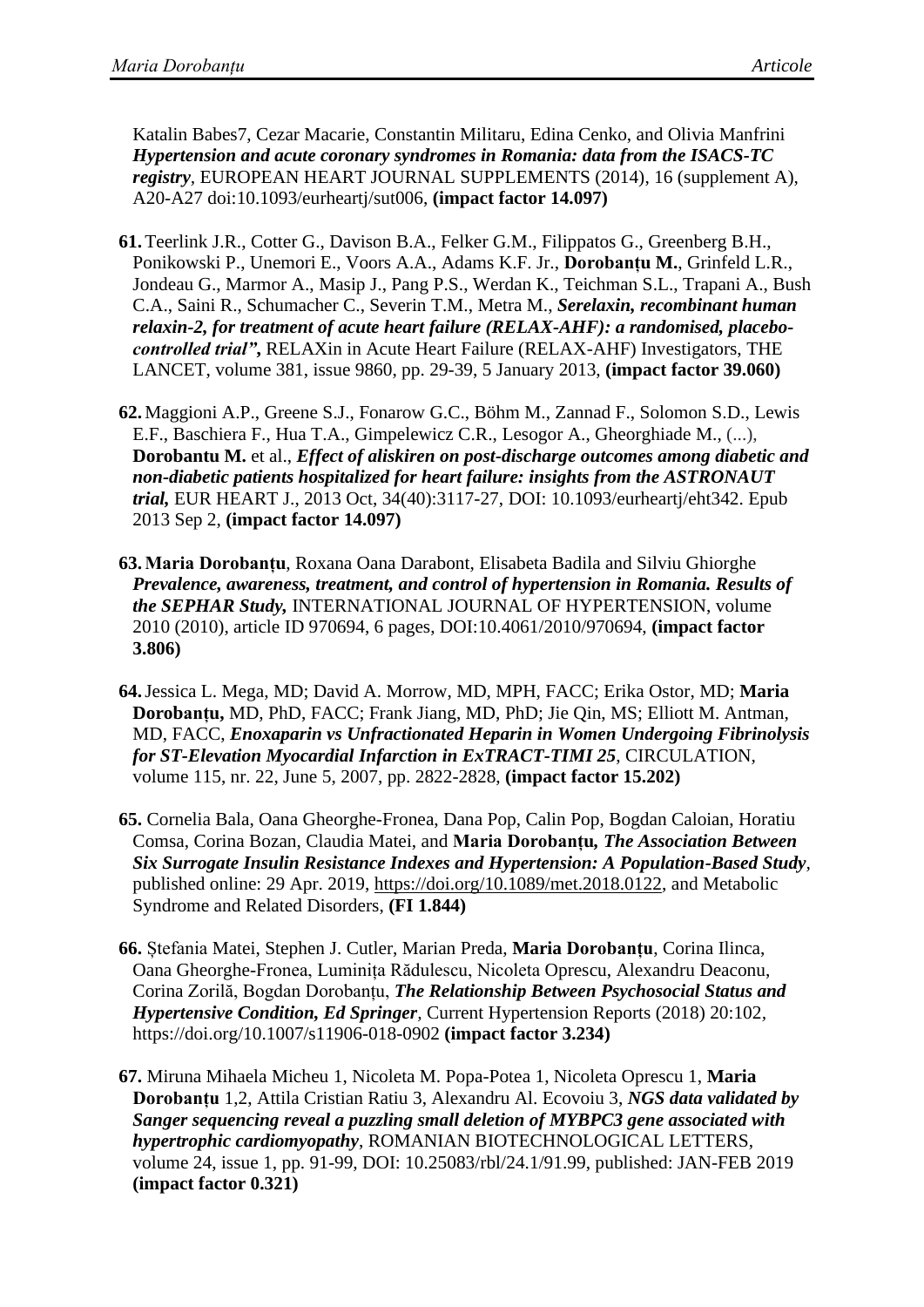Katalin Babes7, Cezar Macarie, Constantin Militaru, Edina Cenko, and Olivia Manfrini ***Hypertension and acute coronary syndromes in Romania: data from the ISACS-TC registry***, EUROPEAN HEART JOURNAL SUPPLEMENTS (2014), 16 (supplement A), A20-A27 doi:10.1093/eurheartj/sut006, **(impact factor 14.097)**

61. Teerlink J.R., Cotter G., Davison B.A., Felker G.M., Filippatos G., Greenberg B.H., Ponikowski P., Unemori E., Voors A.A., Adams K.F. Jr., **Dorobanțu M.**, Grinfeld L.R., Jondeau G., Marmor A., Masip J., Pang P.S., Werdan K., Teichman S.L., Trapani A., Bush C.A., Saini R., Schumacher C., Severin T.M., Metra M., ***Serelaxin, recombinant human relaxin-2, for treatment of acute heart failure (RELAX-AHF): a randomised, placebo-controlled trial",*** RELAXin in Acute Heart Failure (RELAX-AHF) Investigators, THE LANCET, volume 381, issue 9860, pp. 29-39, 5 January 2013, **(impact factor 39.060)**

62. Maggioni A.P., Greene S.J., Fonarow G.C., Böhm M., Zannad F., Solomon S.D., Lewis E.F., Baschiera F., Hua T.A., Gimpelewicz C.R., Lesogor A., Gheorghiade M., (...), **Dorobantu M.** et al., ***Effect of aliskiren on post-discharge outcomes among diabetic and non-diabetic patients hospitalized for heart failure: insights from the ASTRONAUT trial,*** EUR HEART J., 2013 Oct, 34(40):3117-27, DOI: 10.1093/eurheartj/eht342. Epub 2013 Sep 2, **(impact factor 14.097)**

63. **Maria Dorobanțu**, Roxana Oana Darabont, Elisabeta Badila and Silviu Ghiorghe ***Prevalence, awareness, treatment, and control of hypertension in Romania. Results of the SEPHAR Study,*** INTERNATIONAL JOURNAL OF HYPERTENSION, volume 2010 (2010), article ID 970694, 6 pages, DOI:10.4061/2010/970694, **(impact factor 3.806)**

64. Jessica L. Mega, MD; David A. Morrow, MD, MPH, FACC; Erika Ostor, MD; **Maria Dorobanțu,** MD, PhD, FACC; Frank Jiang, MD, PhD; Jie Qin, MS; Elliott M. Antman, MD, FACC, ***Enoxaparin vs Unfractionated Heparin in Women Undergoing Fibrinolysis for ST-Elevation Myocardial Infarction in ExTRACT-TIMI 25***, CIRCULATION, volume 115, nr. 22, June 5, 2007, pp. 2822-2828, **(impact factor 15.202)**

65. Cornelia Bala, Oana Gheorghe-Fronea, Dana Pop, Calin Pop, Bogdan Caloian, Horatiu Comsa, Corina Bozan, Claudia Matei, and **Maria Dorobanțu,** ***The Association Between Six Surrogate Insulin Resistance Indexes and Hypertension: A Population-Based Study***, published online: 29 Apr. 2019, https://doi.org/10.1089/met.2018.0122, and Metabolic Syndrome and Related Disorders, **(FI 1.844)**

66. Ștefania Matei, Stephen J. Cutler, Marian Preda, **Maria Dorobanțu**, Corina Ilinca, Oana Gheorghe-Fronea, Luminița Rădulescu, Nicoleta Oprescu, Alexandru Deaconu, Corina Zorilă, Bogdan Dorobanțu, ***The Relationship Between Psychosocial Status and Hypertensive Condition, Ed Springer***, Current Hypertension Reports (2018) 20:102, https://doi.org/10.1007/s11906-018-0902 **(impact factor 3.234)**

67. Miruna Mihaela Micheu 1, Nicoleta M. Popa-Potea 1, Nicoleta Oprescu 1, **Maria Dorobanțu** 1,2, Attila Cristian Ratiu 3, Alexandru Al. Ecovoiu 3, ***NGS data validated by Sanger sequencing reveal a puzzling small deletion of MYBPC3 gene associated with hypertrophic cardiomyopathy***, ROMANIAN BIOTECHNOLOGICAL LETTERS, volume 24, issue 1, pp. 91-99, DOI: 10.25083/rbl/24.1/91.99, published: JAN-FEB 2019 **(impact factor 0.321)**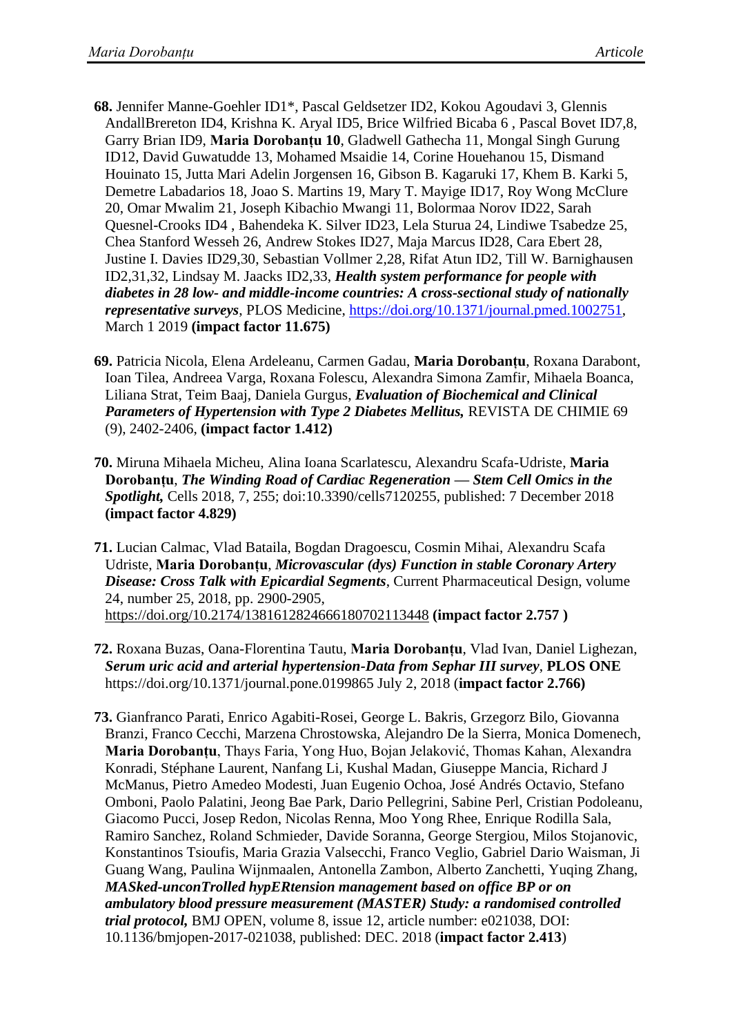**68.** Jennifer Manne-Goehler ID1*, Pascal Geldsetzer ID2, Kokou Agoudavi 3, Glennis AndallBrereton ID4, Krishna K. Aryal ID5, Brice Wilfried Bicaba 6 , Pascal Bovet ID7,8, Garry Brian ID9, **Maria Dorobanțu 10**, Gladwell Gathecha 11, Mongal Singh Gurung ID12, David Guwatudde 13, Mohamed Msaidie 14, Corine Houehanou 15, Dismand Houinato 15, Jutta Mari Adelin Jorgensen 16, Gibson B. Kagaruki 17, Khem B. Karki 5, Demetre Labadarios 18, Joao S. Martins 19, Mary T. Mayige ID17, Roy Wong McClure 20, Omar Mwalim 21, Joseph Kibachio Mwangi 11, Bolormaa Norov ID22, Sarah Quesnel-Crooks ID4 , Bahendeka K. Silver ID23, Lela Sturua 24, Lindiwe Tsabedze 25, Chea Stanford Wesseh 26, Andrew Stokes ID27, Maja Marcus ID28, Cara Ebert 28, Justine I. Davies ID29,30, Sebastian Vollmer 2,28, Rifat Atun ID2, Till W. Barnighausen ID2,31,32, Lindsay M. Jaacks ID2,33, ***Health system performance for people with diabetes in 28 low- and middle-income countries: A cross-sectional study of nationally representative surveys***, PLOS Medicine, https://doi.org/10.1371/journal.pmed.1002751, March 1 2019 **(impact factor 11.675)**

**69.** Patricia Nicola, Elena Ardeleanu, Carmen Gadau, **Maria Dorobanțu**, Roxana Darabont, Ioan Tilea, Andreea Varga, Roxana Folescu, Alexandra Simona Zamfir, Mihaela Boanca, Liliana Strat, Teim Baaj, Daniela Gurgus, ***Evaluation of Biochemical and Clinical Parameters of Hypertension with Type 2 Diabetes Mellitus,*** REVISTA DE CHIMIE 69 (9), 2402-2406, **(impact factor 1.412)**

**70.** Miruna Mihaela Micheu, Alina Ioana Scarlatescu, Alexandru Scafa-Udriste, **Maria Dorobanțu**, ***The Winding Road of Cardiac Regeneration — Stem Cell Omics in the Spotlight,*** Cells 2018, 7, 255; doi:10.3390/cells7120255, published: 7 December 2018 **(impact factor 4.829)**

**71.** Lucian Calmac, Vlad Bataila, Bogdan Dragoescu, Cosmin Mihai, Alexandru Scafa Udriste, **Maria Dorobanțu**, ***Microvascular (dys) Function in stable Coronary Artery Disease: Cross Talk with Epicardial Segments***, Current Pharmaceutical Design, volume 24, number 25, 2018, pp. 2900-2905, https://doi.org/10.2174/1381612824666180702113448 **(impact factor 2.757 )**

**72.** Roxana Buzas, Oana-Florentina Tautu, **Maria Dorobanțu**, Vlad Ivan, Daniel Lighezan, ***Serum uric acid and arterial hypertension-Data from Sephar III survey***, **PLOS ONE** https://doi.org/10.1371/journal.pone.0199865 July 2, 2018 (**impact factor 2.766)**

**73.** Gianfranco Parati, Enrico Agabiti-Rosei, George L. Bakris, Grzegorz Bilo, Giovanna Branzi, Franco Cecchi, Marzena Chrostowska, Alejandro De la Sierra, Monica Domenech, **Maria Dorobanțu**, Thays Faria, Yong Huo, Bojan Jelaković, Thomas Kahan, Alexandra Konradi, Stéphane Laurent, Nanfang Li, Kushal Madan, Giuseppe Mancia, Richard J McManus, Pietro Amedeo Modesti, Juan Eugenio Ochoa, José Andrés Octavio, Stefano Omboni, Paolo Palatini, Jeong Bae Park, Dario Pellegrini, Sabine Perl, Cristian Podoleanu, Giacomo Pucci, Josep Redon, Nicolas Renna, Moo Yong Rhee, Enrique Rodilla Sala, Ramiro Sanchez, Roland Schmieder, Davide Soranna, George Stergiou, Milos Stojanovic, Konstantinos Tsioufis, Maria Grazia Valsecchi, Franco Veglio, Gabriel Dario Waisman, Ji Guang Wang, Paulina Wijnmaalen, Antonella Zambon, Alberto Zanchetti, Yuqing Zhang, ***MASked-unconTrolled hypERtension management based on office BP or on ambulatory blood pressure measurement (MASTER) Study: a randomised controlled trial protocol,*** BMJ OPEN, volume 8, issue 12, article number: e021038, DOI: 10.1136/bmjopen-2017-021038, published: DEC. 2018 (**impact factor 2.413**)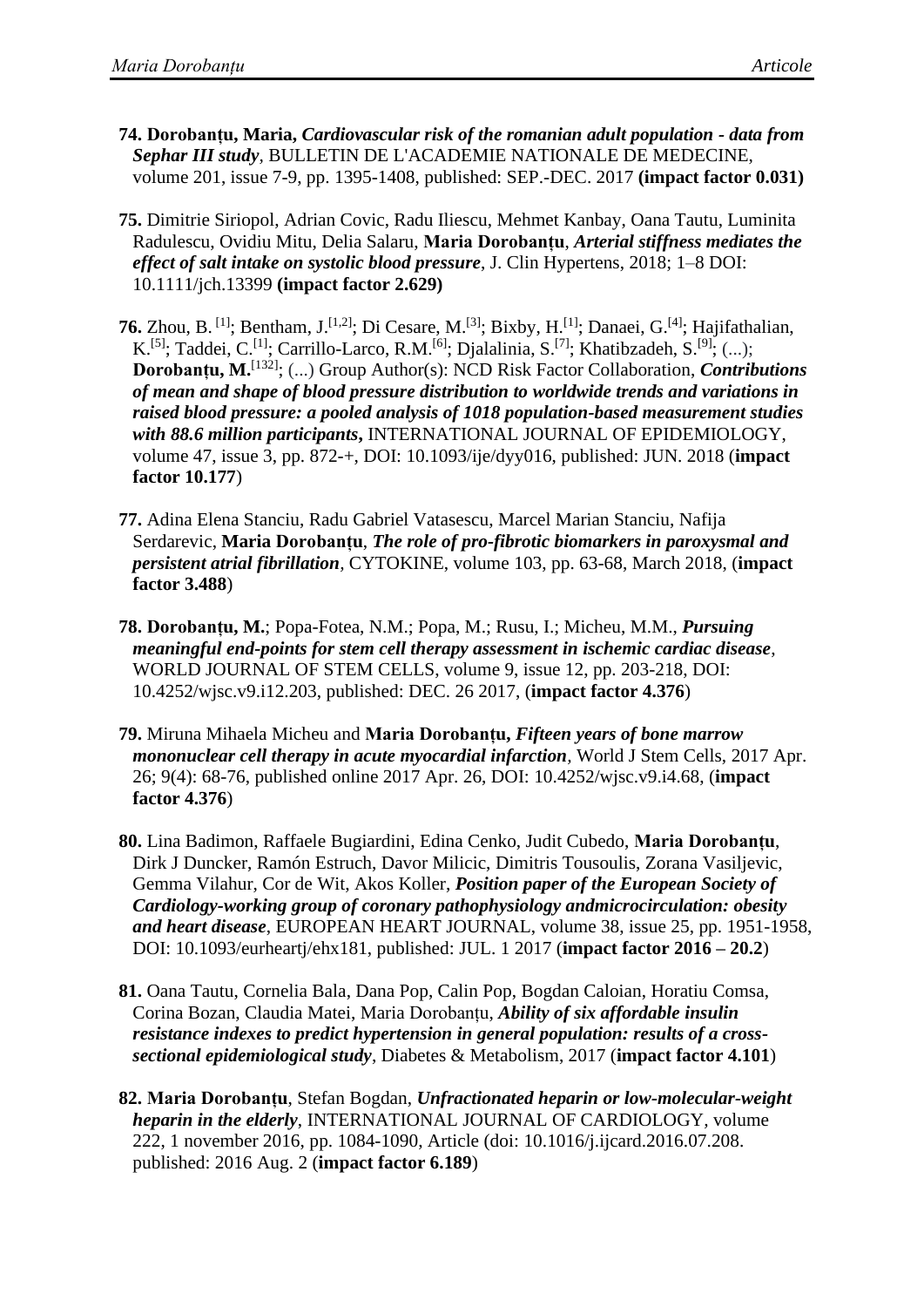**74. Dorobanțu, Maria,** ***Cardiovascular risk of the romanian adult population - data from Sephar III study***, BULLETIN DE L'ACADEMIE NATIONALE DE MEDECINE, volume 201, issue 7-9, pp. 1395-1408, published: SEP.-DEC. 2017 **(impact factor 0.031)**

**75.** Dimitrie Siriopol, Adrian Covic, Radu Iliescu, Mehmet Kanbay, Oana Tautu, Luminita Radulescu, Ovidiu Mitu, Delia Salaru, **Maria Dorobanțu**, ***Arterial stiffness mediates the effect of salt intake on systolic blood pressure***, J. Clin Hypertens, 2018; 1–8 DOI: 10.1111/jch.13399 **(impact factor 2.629)**

**76.** Zhou, B. [1]; Bentham, J.[1,2]; Di Cesare, M.[3]; Bixby, H.[1]; Danaei, G.[4]; Hajifathalian, K.[5]; Taddei, C.[1]; Carrillo-Larco, R.M.[6]; Djalalinia, S.[7]; Khatibzadeh, S.[9]; (...); **Dorobanțu, M.**[132]; (...) Group Author(s): NCD Risk Factor Collaboration, ***Contributions of mean and shape of blood pressure distribution to worldwide trends and variations in raised blood pressure: a pooled analysis of 1018 population-based measurement studies with 88.6 million participants***, INTERNATIONAL JOURNAL OF EPIDEMIOLOGY, volume 47, issue 3, pp. 872-+, DOI: 10.1093/ije/dyy016, published: JUN. 2018 (**impact factor 10.177**)

**77.** Adina Elena Stanciu, Radu Gabriel Vatasescu, Marcel Marian Stanciu, Nafija Serdarevic, **Maria Dorobanțu**, ***The role of pro-fibrotic biomarkers in paroxysmal and persistent atrial fibrillation***, CYTOKINE, volume 103, pp. 63-68, March 2018, (**impact factor 3.488**)

**78. Dorobanțu, M.**; Popa-Fotea, N.M.; Popa, M.; Rusu, I.; Micheu, M.M., ***Pursuing meaningful end-points for stem cell therapy assessment in ischemic cardiac disease***, WORLD JOURNAL OF STEM CELLS, volume 9, issue 12, pp. 203-218, DOI: 10.4252/wjsc.v9.i12.203, published: DEC. 26 2017, (**impact factor 4.376**)

**79.** Miruna Mihaela Micheu and **Maria Dorobanțu,** ***Fifteen years of bone marrow mononuclear cell therapy in acute myocardial infarction***, World J Stem Cells, 2017 Apr. 26; 9(4): 68-76, published online 2017 Apr. 26, DOI: 10.4252/wjsc.v9.i4.68, (**impact factor 4.376**)

**80.** Lina Badimon, Raffaele Bugiardini, Edina Cenko, Judit Cubedo, **Maria Dorobanțu**, Dirk J Duncker, Ramón Estruch, Davor Milicic, Dimitris Tousoulis, Zorana Vasiljevic, Gemma Vilahur, Cor de Wit, Akos Koller, ***Position paper of the European Society of Cardiology-working group of coronary pathophysiology andmicrocirculation: obesity and heart disease***, EUROPEAN HEART JOURNAL, volume 38, issue 25, pp. 1951-1958, DOI: 10.1093/eurheartj/ehx181, published: JUL. 1 2017 (**impact factor 2016 – 20.2**)

**81.** Oana Tautu, Cornelia Bala, Dana Pop, Calin Pop, Bogdan Caloian, Horatiu Comsa, Corina Bozan, Claudia Matei, Maria Dorobanțu, ***Ability of six affordable insulin resistance indexes to predict hypertension in general population: results of a cross-sectional epidemiological study***, Diabetes & Metabolism, 2017 (**impact factor 4.101**)

**82. Maria Dorobanțu**, Stefan Bogdan, ***Unfractionated heparin or low-molecular-weight heparin in the elderly***, INTERNATIONAL JOURNAL OF CARDIOLOGY, volume 222, 1 november 2016, pp. 1084-1090, Article (doi: 10.1016/j.ijcard.2016.07.208. published: 2016 Aug. 2 (**impact factor 6.189**)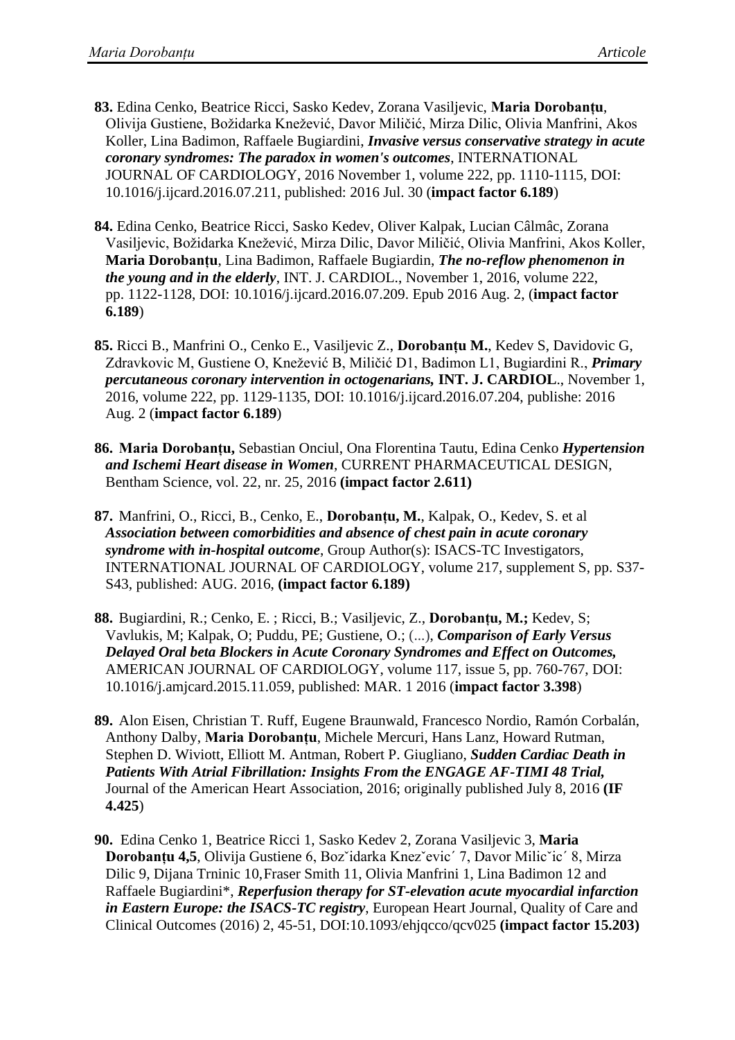**83.** Edina Cenko, Beatrice Ricci, Sasko Kedev, Zorana Vasiljevic, **Maria Dorobanțu**, Olivija Gustiene, Božidarka Knežević, Davor Miličić, Mirza Dilic, Olivia Manfrini, Akos Koller, Lina Badimon, Raffaele Bugiardini, ***Invasive versus conservative strategy in acute coronary syndromes: The paradox in women's outcomes***, INTERNATIONAL JOURNAL OF CARDIOLOGY, 2016 November 1, volume 222, pp. 1110-1115, DOI: 10.1016/j.ijcard.2016.07.211, published: 2016 Jul. 30 (**impact factor 6.189**)

**84.** Edina Cenko, Beatrice Ricci, Sasko Kedev, Oliver Kalpak, Lucian Câlmâc, Zorana Vasiljevic, Božidarka Knežević, Mirza Dilic, Davor Miličić, Olivia Manfrini, Akos Koller, **Maria Dorobanțu**, Lina Badimon, Raffaele Bugiardin, ***The no-reflow phenomenon in the young and in the elderly***, INT. J. CARDIOL., November 1, 2016, volume 222, pp. 1122-1128, DOI: 10.1016/j.ijcard.2016.07.209. Epub 2016 Aug. 2, (**impact factor 6.189**)

**85.** Ricci B., Manfrini O., Cenko E., Vasiljevic Z., **Dorobanțu M.**, Kedev S, Davidovic G, Zdravkovic M, Gustiene O, Knežević B, Miličić D1, Badimon L1, Bugiardini R., ***Primary percutaneous coronary intervention in octogenarians,*** **INT. J. CARDIOL**., November 1, 2016, volume 222, pp. 1129-1135, DOI: 10.1016/j.ijcard.2016.07.204, publishe: 2016 Aug. 2 (**impact factor 6.189**)

**86. Maria Dorobanțu,** Sebastian Onciul, Ona Florentina Tautu, Edina Cenko ***Hypertension and Ischemi Heart disease in Women***, CURRENT PHARMACEUTICAL DESIGN, Bentham Science, vol. 22, nr. 25, 2016 **(impact factor 2.611)**

**87.** Manfrini, O., Ricci, B., Cenko, E., **Dorobanțu, M.**, Kalpak, O., Kedev, S. et al ***Association between comorbidities and absence of chest pain in acute coronary syndrome with in-hospital outcome***, Group Author(s): ISACS-TC Investigators, INTERNATIONAL JOURNAL OF CARDIOLOGY, volume 217, supplement S, pp. S37-S43, published: AUG. 2016, **(impact factor 6.189)**

**88.** Bugiardini, R.; Cenko, E. ; Ricci, B.; Vasiljevic, Z., **Dorobanțu, M.;** Kedev, S; Vavlukis, M; Kalpak, O; Puddu, PE; Gustiene, O.; (...), ***Comparison of Early Versus Delayed Oral beta Blockers in Acute Coronary Syndromes and Effect on Outcomes,*** AMERICAN JOURNAL OF CARDIOLOGY, volume 117, issue 5, pp. 760-767, DOI: 10.1016/j.amjcard.2015.11.059, published: MAR. 1 2016 (**impact factor 3.398**)

**89.** Alon Eisen, Christian T. Ruff, Eugene Braunwald, Francesco Nordio, Ramón Corbalán, Anthony Dalby, **Maria Dorobanțu**, Michele Mercuri, Hans Lanz, Howard Rutman, Stephen D. Wiviott, Elliott M. Antman, Robert P. Giugliano, ***Sudden Cardiac Death in Patients With Atrial Fibrillation: Insights From the ENGAGE AF-TIMI 48 Trial,*** Journal of the American Heart Association, 2016; originally published July 8, 2016 **(IF 4.425**)

**90.** Edina Cenko 1, Beatrice Ricci 1, Sasko Kedev 2, Zorana Vasiljevic 3, **Maria Dorobanțu 4,5**, Olivija Gustiene 6, Bozˇidarka Knezˇevic´ 7, Davor Milicˇic´ 8, Mirza Dilic 9, Dijana Trninic 10,Fraser Smith 11, Olivia Manfrini 1, Lina Badimon 12 and Raffaele Bugiardini*, ***Reperfusion therapy for ST-elevation acute myocardial infarction in Eastern Europe: the ISACS-TC registry***, European Heart Journal, Quality of Care and Clinical Outcomes (2016) 2, 45-51, DOI:10.1093/ehjqcco/qcv025 **(impact factor 15.203)**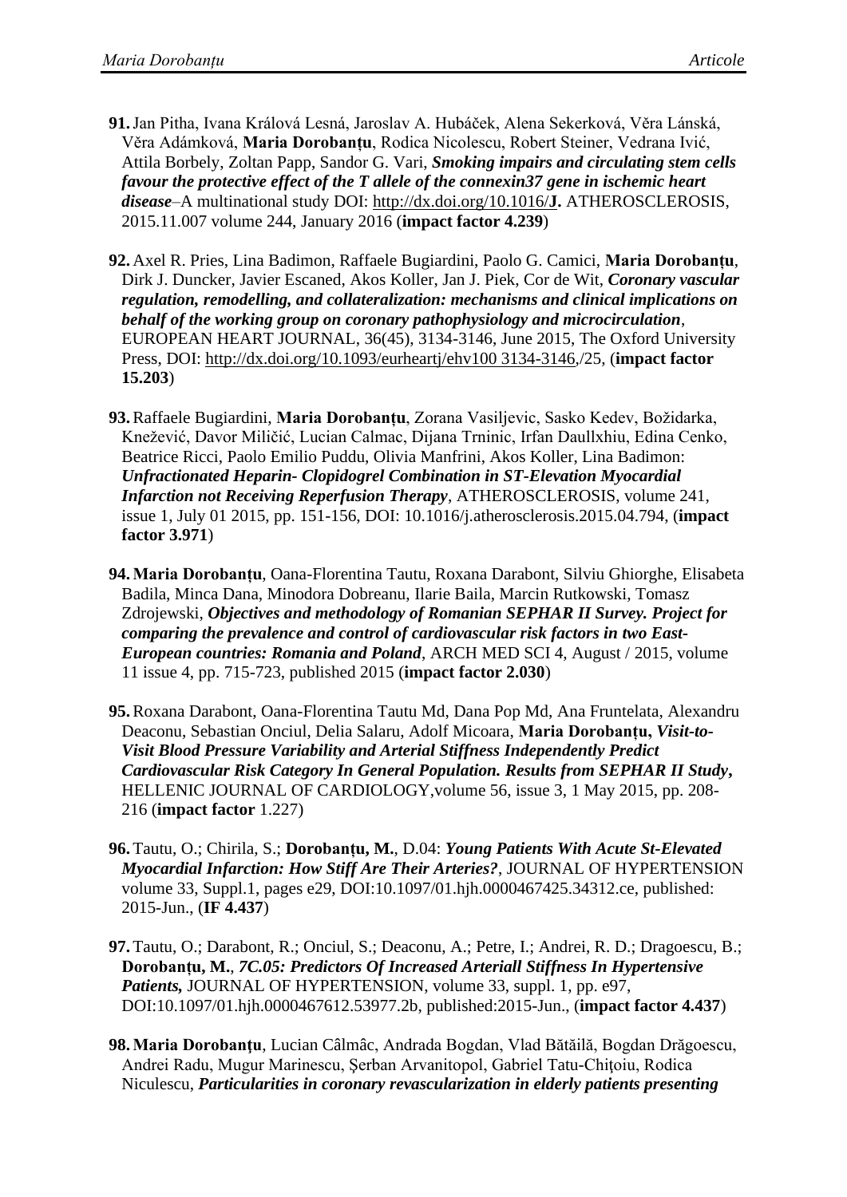**91.** Jan Pitha, Ivana Králová Lesná, Jaroslav A. Hubáček, Alena Sekerková, Věra Lánská, Věra Adámková, **Maria Dorobanțu**, Rodica Nicolescu, Robert Steiner, Vedrana Ivić, Attila Borbely, Zoltan Papp, Sandor G. Vari, ***Smoking impairs and circulating stem cells favour the protective effect of the T allele of the connexin37 gene in ischemic heart disease***–A multinational study DOI: http://dx.doi.org/10.1016/**J.** ATHEROSCLEROSIS, 2015.11.007 volume 244, January 2016 (**impact factor 4.239**)

**92.** Axel R. Pries, Lina Badimon, Raffaele Bugiardini, Paolo G. Camici, **Maria Dorobanțu**, Dirk J. Duncker, Javier Escaned, Akos Koller, Jan J. Piek, Cor de Wit, ***Coronary vascular regulation, remodelling, and collateralization: mechanisms and clinical implications on behalf of the working group on coronary pathophysiology and microcirculation***, EUROPEAN HEART JOURNAL, 36(45), 3134-3146, June 2015, The Oxford University Press, DOI: http://dx.doi.org/10.1093/eurheartj/ehv100 3134-3146,/25, (**impact factor 15.203**)

**93.** Raffaele Bugiardini, **Maria Dorobanțu**, Zorana Vasiljevic, Sasko Kedev, Božidarka, Knežević, Davor Miličić, Lucian Calmac, Dijana Trninic, Irfan Daullxhiu, Edina Cenko, Beatrice Ricci, Paolo Emilio Puddu, Olivia Manfrini, Akos Koller, Lina Badimon: ***Unfractionated Heparin- Clopidogrel Combination in ST-Elevation Myocardial Infarction not Receiving Reperfusion Therapy***, ATHEROSCLEROSIS, volume 241, issue 1, July 01 2015, pp. 151-156, DOI: 10.1016/j.atherosclerosis.2015.04.794, (**impact factor 3.971**)

**94. Maria Dorobanțu**, Oana-Florentina Tautu, Roxana Darabont, Silviu Ghiorghe, Elisabeta Badila, Minca Dana, Minodora Dobreanu, Ilarie Baila, Marcin Rutkowski, Tomasz Zdrojewski, ***Objectives and methodology of Romanian SEPHAR II Survey. Project for comparing the prevalence and control of cardiovascular risk factors in two East-European countries: Romania and Poland***, ARCH MED SCI 4, August / 2015, volume 11 issue 4, pp. 715-723, published 2015 (**impact factor 2.030**)

**95.** Roxana Darabont, Oana-Florentina Tautu Md, Dana Pop Md, Ana Fruntelata, Alexandru Deaconu, Sebastian Onciul, Delia Salaru, Adolf Micoara, **Maria Dorobanțu, *Visit-to-Visit Blood Pressure Variability and Arterial Stiffness Independently Predict Cardiovascular Risk Category In General Population. Results from SEPHAR II Study*,** HELLENIC JOURNAL OF CARDIOLOGY,volume 56, issue 3, 1 May 2015, pp. 208-216 (**impact factor** 1.227)

**96.** Tautu, O.; Chirila, S.; **Dorobanțu, M.**, D.04: ***Young Patients With Acute St-Elevated Myocardial Infarction: How Stiff Are Their Arteries?***, JOURNAL OF HYPERTENSION volume 33, Suppl.1, pages e29, DOI:10.1097/01.hjh.0000467425.34312.ce, published: 2015-Jun., (**IF 4.437**)

**97.** Tautu, O.; Darabont, R.; Onciul, S.; Deaconu, A.; Petre, I.; Andrei, R. D.; Dragoescu, B.; **Dorobanțu, M.**, ***7C.05: Predictors Of Increased Arteriall Stiffness In Hypertensive Patients,*** JOURNAL OF HYPERTENSION, volume 33, suppl. 1, pp. e97, DOI:10.1097/01.hjh.0000467612.53977.2b, published:2015-Jun., (**impact factor 4.437**)

**98. Maria Dorobanțu**, Lucian Câlmâc, Andrada Bogdan, Vlad Bătăilă, Bogdan Drăgoescu, Andrei Radu, Mugur Marinescu, Şerban Arvanitopol, Gabriel Tatu-Chiţoiu, Rodica Niculescu, ***Particularities in coronary revascularization in elderly patients presenting***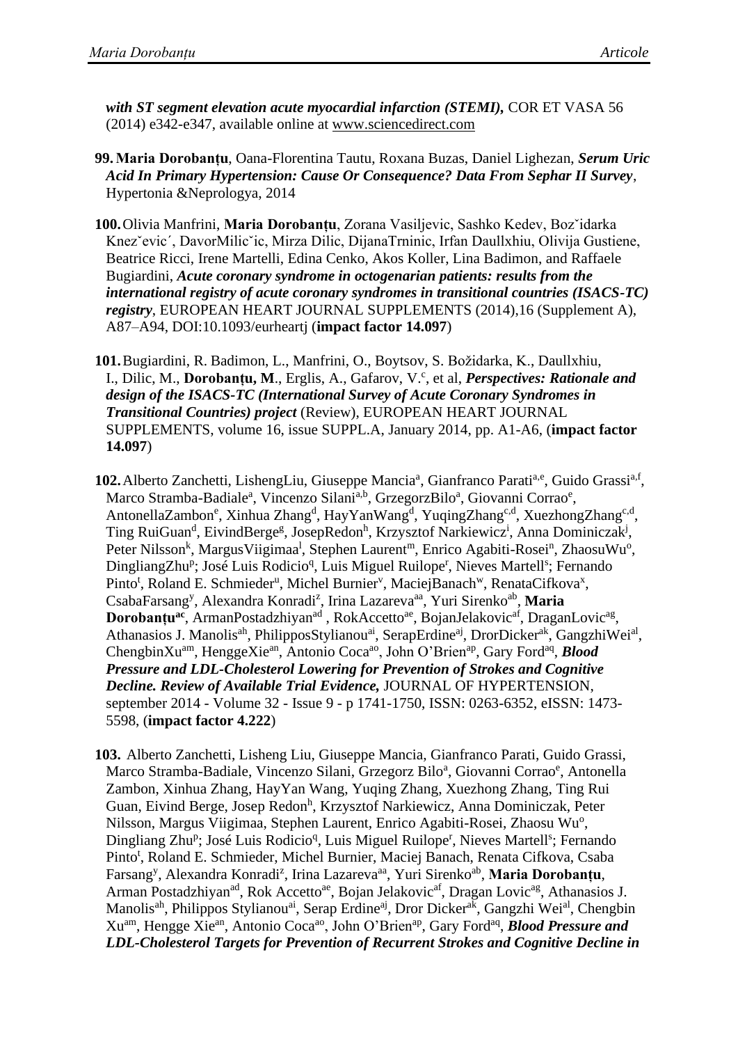***with ST segment elevation acute myocardial infarction (STEMI),*** COR ET VASA 56 (2014) e342-e347, available online at www.sciencedirect.com

**99. Maria Dorobanțu**, Oana-Florentina Tautu, Roxana Buzas, Daniel Lighezan, ***Serum Uric Acid In Primary Hypertension: Cause Or Consequence? Data From Sephar II Survey***, Hypertonia &Neprologya, 2014

**100.** Olivia Manfrini, **Maria Dorobanțu**, Zorana Vasiljevic, Sashko Kedev, Boz˘idarka Knez˘evic´, DavorMilic˘ic, Mirza Dilic, DijanaTrninic, Irfan Daullxhiu, Olivija Gustiene, Beatrice Ricci, Irene Martelli, Edina Cenko, Akos Koller, Lina Badimon, and Raffaele Bugiardini, ***Acute coronary syndrome in octogenarian patients: results from the international registry of acute coronary syndromes in transitional countries (ISACS-TC) registry***, EUROPEAN HEART JOURNAL SUPPLEMENTS (2014),16 (Supplement A), A87–A94, DOI:10.1093/eurheartj (**impact factor 14.097**)

**101.** Bugiardini, R. Badimon, L., Manfrini, O., Boytsov, S. Božidarka, K., Daullxhiu, I., Dilic, M., **Dorobanțu, M**., Erglis, A., Gafarov, V.[c], et al, ***Perspectives: Rationale and design of the ISACS-TC (International Survey of Acute Coronary Syndromes in Transitional Countries) project*** (Review), EUROPEAN HEART JOURNAL SUPPLEMENTS, volume 16, issue SUPPL.A, January 2014, pp. A1-A6, (**impact factor 14.097**)

**102.** Alberto Zanchetti, LishengLiu, Giuseppe Mancia[a], Gianfranco Parati[a,e], Guido Grassi[a,f], Marco Stramba-Badiale[a], Vincenzo Silani[a,b], GrzegorzBilo[a], Giovanni Corrao[e], AntonellaZambon[e], Xinhua Zhang[d], HayYanWang[d], YuqingZhang[c,d], XuezhongZhang[c,d], Ting RuiGuan[d], EivindBerge[g], JosepRedon[h], Krzysztof Narkiewicz[i], Anna Dominiczak[j], Peter Nilsson[k], MargusViigimaa[l], Stephen Laurent[m], Enrico Agabiti-Rosei[n], ZhaosuWu[o], DingliangZhu[p]; José Luis Rodicio[q], Luis Miguel Ruilope[r], Nieves Martell[s]; Fernando Pinto[t], Roland E. Schmieder[u], Michel Burnier[v], MaciejBanach[w], RenataCifkova[x], CsabaFarsang[y], Alexandra Konradi[z], Irina Lazareva[aa], Yuri Sirenko[ab], **Maria Dorobanțu[ac]**, ArmanPostadzhiyan[ad] , RokAccetto[ae], BojanJelakovic[af], DraganLovic[ag], Athanasios J. Manolis[ah], PhilipposStylianou[ai], SerapErdine[aj], DrorDicker[ak], GangzhiWei[al], ChengbinXu[am], HenggeXie[an], Antonio Coca[ao], John O'Brien[ap], Gary Ford[aq], ***Blood Pressure and LDL-Cholesterol Lowering for Prevention of Strokes and Cognitive Decline. Review of Available Trial Evidence,*** JOURNAL OF HYPERTENSION, september 2014 - Volume 32 - Issue 9 - p 1741-1750, ISSN: 0263-6352, eISSN: 1473-5598, (**impact factor 4.222**)

**103.** Alberto Zanchetti, Lisheng Liu, Giuseppe Mancia, Gianfranco Parati, Guido Grassi, Marco Stramba-Badiale, Vincenzo Silani, Grzegorz Bilo[a], Giovanni Corrao[e], Antonella Zambon, Xinhua Zhang, HayYan Wang, Yuqing Zhang, Xuezhong Zhang, Ting Rui Guan, Eivind Berge, Josep Redon[h], Krzysztof Narkiewicz, Anna Dominiczak, Peter Nilsson, Margus Viigimaa, Stephen Laurent, Enrico Agabiti-Rosei, Zhaosu Wu[o], Dingliang Zhu[p]; José Luis Rodicio[q], Luis Miguel Ruilope[r], Nieves Martell[s]; Fernando Pinto[t], Roland E. Schmieder, Michel Burnier, Maciej Banach, Renata Cifkova, Csaba Farsang[y], Alexandra Konradi[z], Irina Lazareva[aa], Yuri Sirenko[ab], **Maria Dorobanțu**, Arman Postadzhiyan[ad], Rok Accetto[ae], Bojan Jelakovic[af], Dragan Lovic[ag], Athanasios J. Manolis[ah], Philippos Stylianou[ai], Serap Erdine[aj], Dror Dicker[ak], Gangzhi Wei[al], Chengbin Xu[am], Hengge Xie[an], Antonio Coca[ao], John O'Brien[ap], Gary Ford[aq], ***Blood Pressure and LDL-Cholesterol Targets for Prevention of Recurrent Strokes and Cognitive Decline in***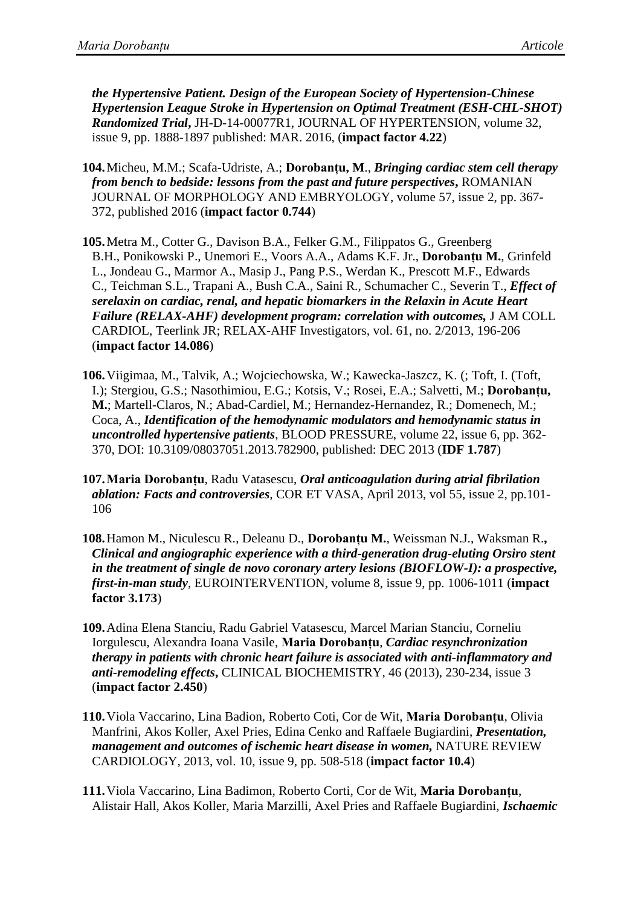***the Hypertensive Patient. Design of the European Society of Hypertension-Chinese Hypertension League Stroke in Hypertension on Optimal Treatment (ESH-CHL-SHOT) Randomized Trial*,** JH-D-14-00077R1, JOURNAL OF HYPERTENSION, volume 32, issue 9, pp. 1888-1897 published: MAR. 2016, (**impact factor 4.22**)

104. Micheu, M.M.; Scafa-Udriste, A.; **Dorobanțu, M**., ***Bringing cardiac stem cell therapy from bench to bedside: lessons from the past and future perspectives*,** ROMANIAN JOURNAL OF MORPHOLOGY AND EMBRYOLOGY, volume 57, issue 2, pp. 367-372, published 2016 (**impact factor 0.744**)

105. Metra M., Cotter G., Davison B.A., Felker G.M., Filippatos G., Greenberg B.H., Ponikowski P., Unemori E., Voors A.A., Adams K.F. Jr., **Dorobanțu M.**, Grinfeld L., Jondeau G., Marmor A., Masip J., Pang P.S., Werdan K., Prescott M.F., Edwards C., Teichman S.L., Trapani A., Bush C.A., Saini R., Schumacher C., Severin T., ***Effect of serelaxin on cardiac, renal, and hepatic biomarkers in the Relaxin in Acute Heart Failure (RELAX-AHF) development program: correlation with outcomes,*** J AM COLL CARDIOL, Teerlink JR; RELAX-AHF Investigators, vol. 61, no. 2/2013, 196-206 (**impact factor 14.086**)

106. Viigimaa, M., Talvik, A.; Wojciechowska, W.; Kawecka-Jaszcz, K. (; Toft, I. (Toft, I.); Stergiou, G.S.; Nasothimiou, E.G.; Kotsis, V.; Rosei, E.A.; Salvetti, M.; **Dorobanțu, M.**; Martell-Claros, N.; Abad-Cardiel, M.; Hernandez-Hernandez, R.; Domenech, M.; Coca, A., ***Identification of the hemodynamic modulators and hemodynamic status in uncontrolled hypertensive patients***, BLOOD PRESSURE, volume 22, issue 6, pp. 362-370, DOI: 10.3109/08037051.2013.782900, published: DEC 2013 (**IDF 1.787**)

107. **Maria Dorobanțu**, Radu Vatasescu, ***Oral anticoagulation during atrial fibrilation ablation: Facts and controversies***, COR ET VASA, April 2013, vol 55, issue 2, pp.101-106

108. Hamon M., Niculescu R., Deleanu D., **Dorobanțu M.**, Weissman N.J., Waksman R**.,** ***Clinical and angiographic experience with a third-generation drug-eluting Orsiro stent in the treatment of single de novo coronary artery lesions (BIOFLOW-I): a prospective, first-in-man study***, EUROINTERVENTION, volume 8, issue 9, pp. 1006-1011 (**impact factor 3.173**)

109. Adina Elena Stanciu, Radu Gabriel Vatasescu, Marcel Marian Stanciu, Corneliu Iorgulescu, Alexandra Ioana Vasile, **Maria Dorobanțu**, ***Cardiac resynchronization therapy in patients with chronic heart failure is associated with anti-inflammatory and anti-remodeling effects*,** CLINICAL BIOCHEMISTRY, 46 (2013), 230-234, issue 3 (**impact factor 2.450**)

110. Viola Vaccarino, Lina Badion, Roberto Coti, Cor de Wit, **Maria Dorobanțu**, Olivia Manfrini, Akos Koller, Axel Pries, Edina Cenko and Raffaele Bugiardini, ***Presentation, management and outcomes of ischemic heart disease in women,*** NATURE REVIEW CARDIOLOGY, 2013, vol. 10, issue 9, pp. 508-518 (**impact factor 10.4**)

111. Viola Vaccarino, Lina Badimon, Roberto Corti, Cor de Wit, **Maria Dorobanțu**, Alistair Hall, Akos Koller, Maria Marzilli, Axel Pries and Raffaele Bugiardini, ***Ischaemic***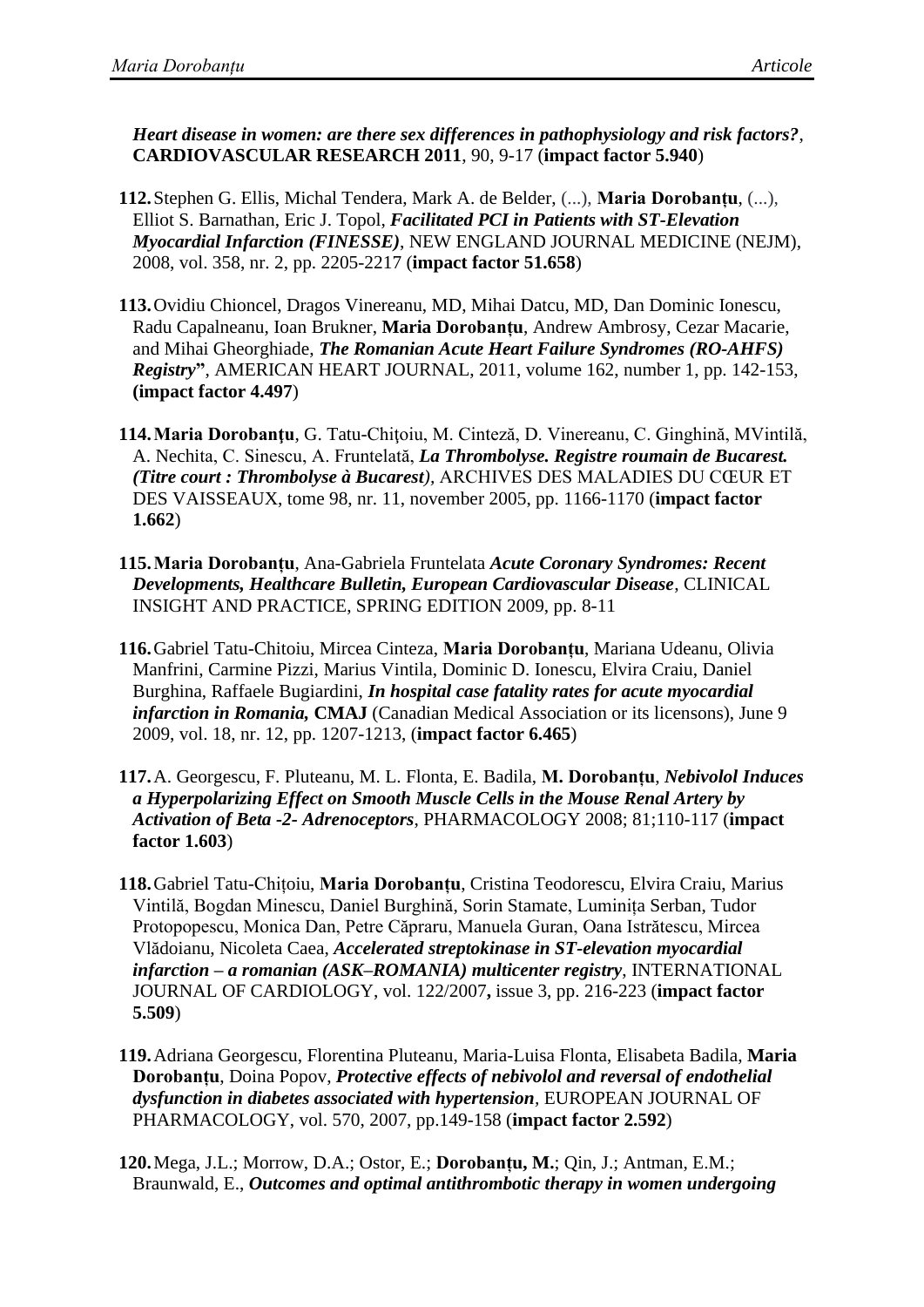***Heart disease in women: are there sex differences in pathophysiology and risk factors?***, **CARDIOVASCULAR RESEARCH 2011**, 90, 9-17 (**impact factor 5.940**)

**112.** Stephen G. Ellis, Michal Tendera, Mark A. de Belder, (...), **Maria Dorobanțu**, (...), Elliot S. Barnathan, Eric J. Topol, ***Facilitated PCI in Patients with ST-Elevation Myocardial Infarction (FINESSE)***, NEW ENGLAND JOURNAL MEDICINE (NEJM), 2008, vol. 358, nr. 2, pp. 2205-2217 (**impact factor 51.658**)

**113.** Ovidiu Chioncel, Dragos Vinereanu, MD, Mihai Datcu, MD, Dan Dominic Ionescu, Radu Capalneanu, Ioan Brukner, **Maria Dorobanțu**, Andrew Ambrosy, Cezar Macarie, and Mihai Gheorghiade, ***The Romanian Acute Heart Failure Syndromes (RO-AHFS) Registry*"**, AMERICAN HEART JOURNAL, 2011, volume 162, number 1, pp. 142-153, **(impact factor 4.497**)

**114. Maria Dorobanțu**, G. Tatu-Chițoiu, M. Cinteză, D. Vinereanu, C. Ginghină, MVintilă, A. Nechita, C. Sinescu, A. Fruntelată, ***La Thrombolyse. Registre roumain de Bucarest. (Titre court : Thrombolyse à Bucarest)***, ARCHIVES DES MALADIES DU CŒUR ET DES VAISSEAUX, tome 98, nr. 11, november 2005, pp. 1166-1170 (**impact factor 1.662**)

**115. Maria Dorobanțu**, Ana-Gabriela Fruntelata ***Acute Coronary Syndromes: Recent Developments, Healthcare Bulletin, European Cardiovascular Disease***, CLINICAL INSIGHT AND PRACTICE, SPRING EDITION 2009, pp. 8-11

**116.** Gabriel Tatu-Chitoiu, Mircea Cinteza, **Maria Dorobanțu**, Mariana Udeanu, Olivia Manfrini, Carmine Pizzi, Marius Vintila, Dominic D. Ionescu, Elvira Craiu, Daniel Burghina, Raffaele Bugiardini, ***In hospital case fatality rates for acute myocardial infarction in Romania,* CMAJ** (Canadian Medical Association or its licensons), June 9 2009, vol. 18, nr. 12, pp. 1207-1213, (**impact factor 6.465**)

**117.** A. Georgescu, F. Pluteanu, M. L. Flonta, E. Badila, **M. Dorobanțu**, ***Nebivolol Induces a Hyperpolarizing Effect on Smooth Muscle Cells in the Mouse Renal Artery by Activation of Beta -2- Adrenoceptors***, PHARMACOLOGY 2008; 81;110-117 (**impact factor 1.603**)

**118.** Gabriel Tatu-Chițoiu, **Maria Dorobanțu**, Cristina Teodorescu, Elvira Craiu, Marius Vintilă, Bogdan Minescu, Daniel Burghină, Sorin Stamate, Luminița Serban, Tudor Protopopescu, Monica Dan, Petre Căpraru, Manuela Guran, Oana Istrătescu, Mircea Vlădoianu, Nicoleta Caea, ***Accelerated streptokinase in ST-elevation myocardial infarction – a romanian (ASK–ROMANIA) multicenter registry***, INTERNATIONAL JOURNAL OF CARDIOLOGY, vol. 122/2007**,** issue 3, pp. 216-223 (**impact factor 5.509**)

**119.** Adriana Georgescu, Florentina Pluteanu, Maria-Luisa Flonta, Elisabeta Badila, **Maria Dorobanțu**, Doina Popov, ***Protective effects of nebivolol and reversal of endothelial dysfunction in diabetes associated with hypertension***, EUROPEAN JOURNAL OF PHARMACOLOGY, vol. 570, 2007, pp.149-158 (**impact factor 2.592**)

**120.** Mega, J.L.; Morrow, D.A.; Ostor, E.; **Dorobanțu, M.**; Qin, J.; Antman, E.M.; Braunwald, E., ***Outcomes and optimal antithrombotic therapy in women undergoing***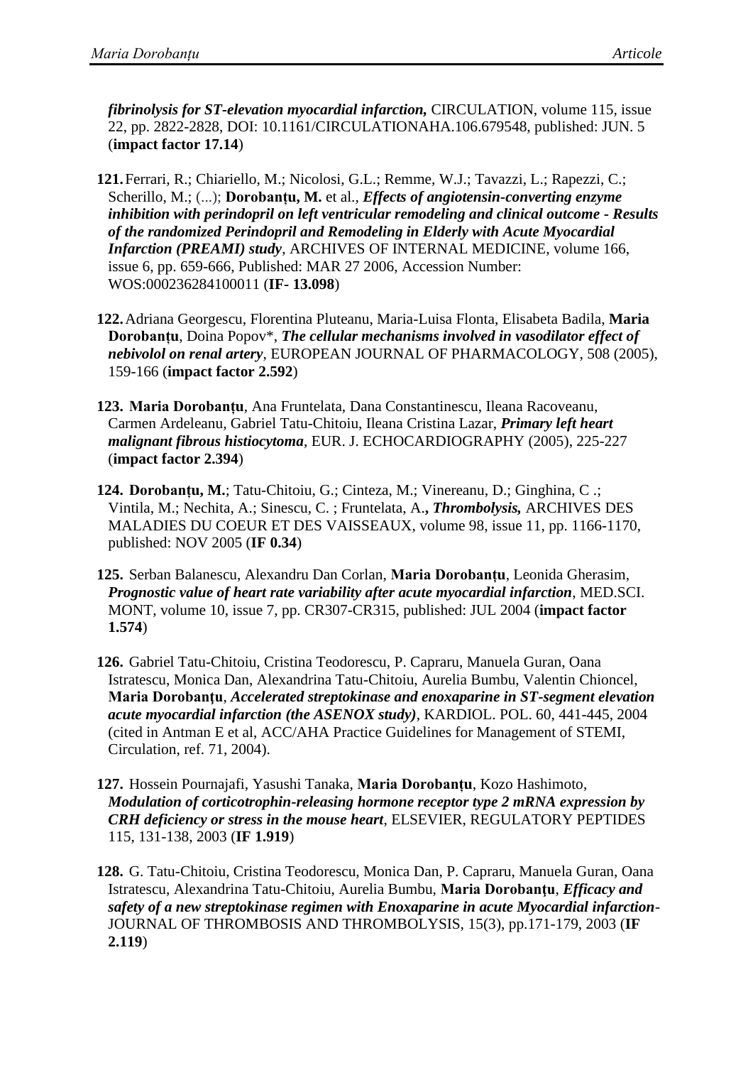***fibrinolysis for ST-elevation myocardial infarction,*** CIRCULATION, volume 115, issue 22, pp. 2822-2828, DOI: 10.1161/CIRCULATIONAHA.106.679548, published: JUN. 5 (**impact factor 17.14**)

**121.** Ferrari, R.; Chiariello, M.; Nicolosi, G.L.; Remme, W.J.; Tavazzi, L.; Rapezzi, C.; Scherillo, M.; (...); **Dorobanțu, M.** et al., ***Effects of angiotensin-converting enzyme inhibition with perindopril on left ventricular remodeling and clinical outcome - Results of the randomized Perindopril and Remodeling in Elderly with Acute Myocardial Infarction (PREAMI) study***, ARCHIVES OF INTERNAL MEDICINE, volume 166, issue 6, pp. 659-666, Published: MAR 27 2006, Accession Number: WOS:000236284100011 (**IF- 13.098**)

**122.** Adriana Georgescu, Florentina Pluteanu, Maria-Luisa Flonta, Elisabeta Badila, **Maria Dorobanțu**, Doina Popov*, ***The cellular mechanisms involved in vasodilator effect of nebivolol on renal artery***, EUROPEAN JOURNAL OF PHARMACOLOGY, 508 (2005), 159-166 (**impact factor 2.592**)

**123. Maria Dorobanțu**, Ana Fruntelata, Dana Constantinescu, Ileana Racoveanu, Carmen Ardeleanu, Gabriel Tatu-Chitoiu, Ileana Cristina Lazar, ***Primary left heart malignant fibrous histiocytoma***, EUR. J. ECHOCARDIOGRAPHY (2005), 225-227 (**impact factor 2.394**)

**124. Dorobanțu, M.**; Tatu-Chitoiu, G.; Cinteza, M.; Vinereanu, D.; Ginghina, C .; Vintila, M.; Nechita, A.; Sinescu, C. ; Fruntelata, A.***, Thrombolysis,*** ARCHIVES DES MALADIES DU COEUR ET DES VAISSEAUX, volume 98, issue 11, pp. 1166-1170, published: NOV 2005 (**IF 0.34**)

**125.** Serban Balanescu, Alexandru Dan Corlan, **Maria Dorobanțu**, Leonida Gherasim, ***Prognostic value of heart rate variability after acute myocardial infarction***, MED.SCI. MONT, volume 10, issue 7, pp. CR307-CR315, published: JUL 2004 (**impact factor 1.574**)

**126.** Gabriel Tatu-Chitoiu, Cristina Teodorescu, P. Capraru, Manuela Guran, Oana Istratescu, Monica Dan, Alexandrina Tatu-Chitoiu, Aurelia Bumbu, Valentin Chioncel, **Maria Dorobanțu**, ***Accelerated streptokinase and enoxaparine in ST-segment elevation acute myocardial infarction (the ASENOX study)***, KARDIOL. POL. 60, 441-445, 2004 (cited in Antman E et al, ACC/AHA Practice Guidelines for Management of STEMI, Circulation, ref. 71, 2004).

**127.** Hossein Pournajafi, Yasushi Tanaka, **Maria Dorobanțu**, Kozo Hashimoto, ***Modulation of corticotrophin-releasing hormone receptor type 2 mRNA expression by CRH deficiency or stress in the mouse heart***, ELSEVIER, REGULATORY PEPTIDES 115, 131-138, 2003 (**IF 1.919**)

**128.** G. Tatu-Chitoiu, Cristina Teodorescu, Monica Dan, P. Capraru, Manuela Guran, Oana Istratescu, Alexandrina Tatu-Chitoiu, Aurelia Bumbu, **Maria Dorobanțu**, ***Efficacy and safety of a new streptokinase regimen with Enoxaparine in acute Myocardial infarction***- JOURNAL OF THROMBOSIS AND THROMBOLYSIS, 15(3), pp.171-179, 2003 (**IF 2.119**)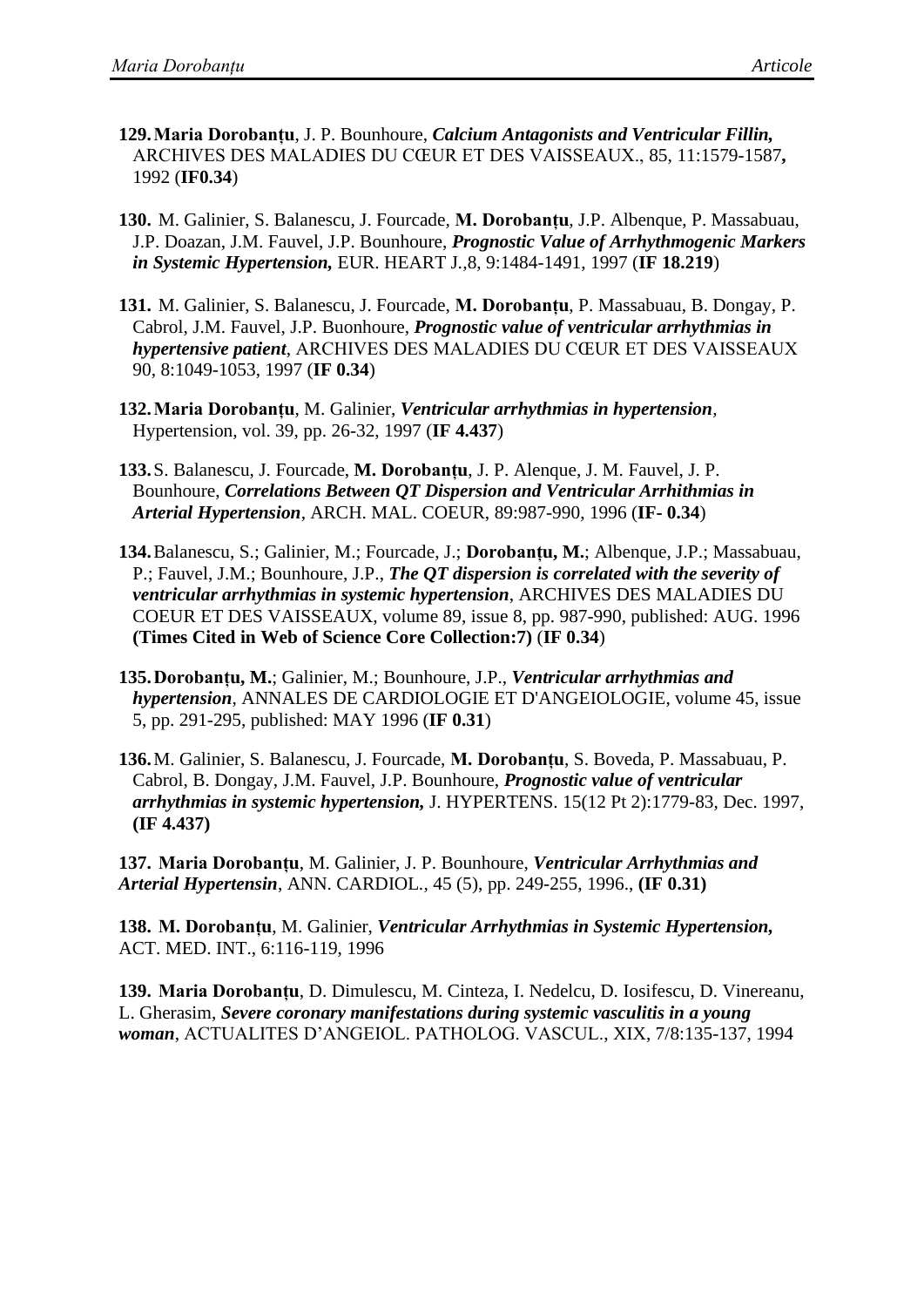129. **Maria Dorobanțu**, J. P. Bounhoure, ***Calcium Antagonists and Ventricular Fillin,*** ARCHIVES DES MALADIES DU CŒUR ET DES VAISSEAUX., 85, 11:1579-1587**,** 1992 (**IF0.34**)

130. M. Galinier, S. Balanescu, J. Fourcade, **M. Dorobanțu**, J.P. Albenque, P. Massabuau, J.P. Doazan, J.M. Fauvel, J.P. Bounhoure, ***Prognostic Value of Arrhythmogenic Markers in Systemic Hypertension,*** EUR. HEART J.,8, 9:1484-1491, 1997 (**IF 18.219**)

131. M. Galinier, S. Balanescu, J. Fourcade, **M. Dorobanțu**, P. Massabuau, B. Dongay, P. Cabrol, J.M. Fauvel, J.P. Buonhoure, ***Prognostic value of ventricular arrhythmias in hypertensive patient***, ARCHIVES DES MALADIES DU CŒUR ET DES VAISSEAUX 90, 8:1049-1053, 1997 (**IF 0.34**)

132. **Maria Dorobanțu**, M. Galinier, ***Ventricular arrhythmias in hypertension***, Hypertension, vol. 39, pp. 26-32, 1997 (**IF 4.437**)

133. S. Balanescu, J. Fourcade, **M. Dorobanțu**, J. P. Alenque, J. M. Fauvel, J. P. Bounhoure, ***Correlations Between QT Dispersion and Ventricular Arrhithmias in Arterial Hypertension***, ARCH. MAL. COEUR, 89:987-990, 1996 (**IF- 0.34**)

134. Balanescu, S.; Galinier, M.; Fourcade, J.; **Dorobanțu, M.**; Albenque, J.P.; Massabuau, P.; Fauvel, J.M.; Bounhoure, J.P., ***The QT dispersion is correlated with the severity of ventricular arrhythmias in systemic hypertension***, ARCHIVES DES MALADIES DU COEUR ET DES VAISSEAUX, volume 89, issue 8, pp. 987-990, published: AUG. 1996 **(Times Cited in Web of Science Core Collection:7)** (**IF 0.34**)

135. **Dorobanțu, M.**; Galinier, M.; Bounhoure, J.P., ***Ventricular arrhythmias and hypertension***, ANNALES DE CARDIOLOGIE ET D'ANGEIOLOGIE, volume 45, issue 5, pp. 291-295, published: MAY 1996 (**IF 0.31**)

136. M. Galinier, S. Balanescu, J. Fourcade, **M. Dorobanțu**, S. Boveda, P. Massabuau, P. Cabrol, B. Dongay, J.M. Fauvel, J.P. Bounhoure, ***Prognostic value of ventricular arrhythmias in systemic hypertension,*** J. HYPERTENS. 15(12 Pt 2):1779-83, Dec. 1997, **(IF 4.437)**

137. **Maria Dorobanțu**, M. Galinier, J. P. Bounhoure, ***Ventricular Arrhythmias and Arterial Hypertensin***, ANN. CARDIOL., 45 (5), pp. 249-255, 1996., **(IF 0.31)**

138. **M. Dorobanțu**, M. Galinier, ***Ventricular Arrhythmias in Systemic Hypertension,*** ACT. MED. INT., 6:116-119, 1996

139. **Maria Dorobanțu**, D. Dimulescu, M. Cinteza, I. Nedelcu, D. Iosifescu, D. Vinereanu, L. Gherasim, ***Severe coronary manifestations during systemic vasculitis in a young woman***, ACTUALITES D'ANGEIOL. PATHOLOG. VASCUL., XIX, 7/8:135-137, 1994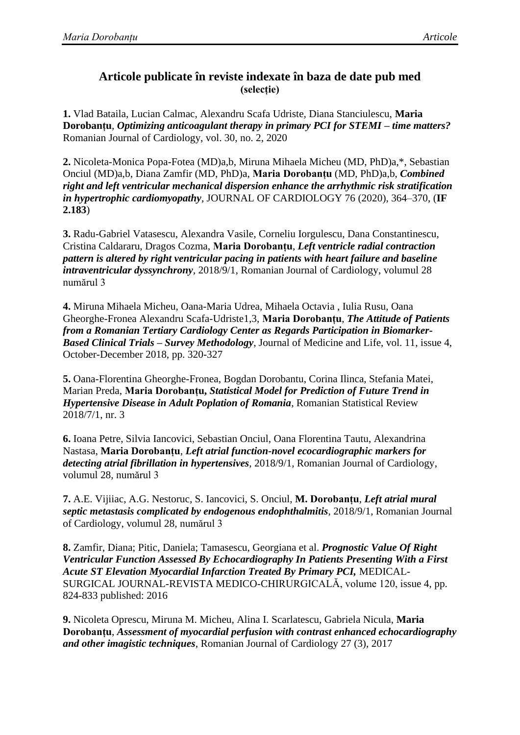## Articole publicate în reviste indexate în baza de date pub med

**(selecție)**

**1.** Vlad Bataila, Lucian Calmac, Alexandru Scafa Udriste, Diana Stanciulescu, **Maria Dorobanțu**, ***Optimizing anticoagulant therapy in primary PCI for STEMI – time matters?*** Romanian Journal of Cardiology, vol. 30, no. 2, 2020

**2.** Nicoleta-Monica Popa-Fotea (MD)a,b, Miruna Mihaela Micheu (MD, PhD)a,*, Sebastian Onciul (MD)a,b, Diana Zamfir (MD, PhD)a, **Maria Dorobanțu** (MD, PhD)a,b, ***Combined right and left ventricular mechanical dispersion enhance the arrhythmic risk stratification in hypertrophic cardiomyopathy***, JOURNAL OF CARDIOLOGY 76 (2020), 364–370, (**IF 2.183**)

**3.** Radu-Gabriel Vatasescu, Alexandra Vasile, Corneliu Iorgulescu, Dana Constantinescu, Cristina Caldararu, Dragos Cozma, **Maria Dorobanțu**, ***Left ventricle radial contraction pattern is altered by right ventricular pacing in patients with heart failure and baseline intraventricular dyssynchrony***, 2018/9/1, Romanian Journal of Cardiology, volumul 28 numărul 3

**4.** Miruna Mihaela Micheu, Oana-Maria Udrea, Mihaela Octavia , Iulia Rusu, Oana Gheorghe-Fronea Alexandru Scafa-Udriste1,3, **Maria Dorobanțu**, ***The Attitude of Patients from a Romanian Tertiary Cardiology Center as Regards Participation in Biomarker-Based Clinical Trials – Survey Methodology***, Journal of Medicine and Life, vol. 11, issue 4, October-December 2018, pp. 320-327

**5.** Oana-Florentina Gheorghe-Fronea, Bogdan Dorobantu, Corina Ilinca, Stefania Matei, Marian Preda, **Maria Dorobanțu, *Statistical Model for Prediction of Future Trend in Hypertensive Disease in Adult Poplation of Romania***, Romanian Statistical Review 2018/7/1, nr. 3

**6.** Ioana Petre, Silvia Iancovici, Sebastian Onciul, Oana Florentina Tautu, Alexandrina Nastasa, **Maria Dorobanțu**, ***Left atrial function-novel ecocardiographic markers for detecting atrial fibrillation in hypertensives***, 2018/9/1, Romanian Journal of Cardiology, volumul 28, numărul 3

**7.** A.E. Vijiiac, A.G. Nestoruc, S. Iancovici, S. Onciul, **M. Dorobanțu**, ***Left atrial mural septic metastasis complicated by endogenous endophthalmitis***, 2018/9/1, Romanian Journal of Cardiology, volumul 28, numărul 3

**8.** Zamfir, Diana; Pitic, Daniela; Tamasescu, Georgiana et al. ***Prognostic Value Of Right Ventricular Function Assessed By Echocardiography In Patients Presenting With a First Acute ST Elevation Myocardial Infarction Treated By Primary PCI,*** MEDICAL-SURGICAL JOURNAL-REVISTA MEDICO-CHIRURGICALĂ, volume 120, issue 4, pp. 824-833 published: 2016

**9.** Nicoleta Oprescu, Miruna M. Micheu, Alina I. Scarlatescu, Gabriela Nicula, **Maria Dorobanțu**, ***Assessment of myocardial perfusion with contrast enhanced echocardiography and other imagistic techniques***, Romanian Journal of Cardiology 27 (3), 2017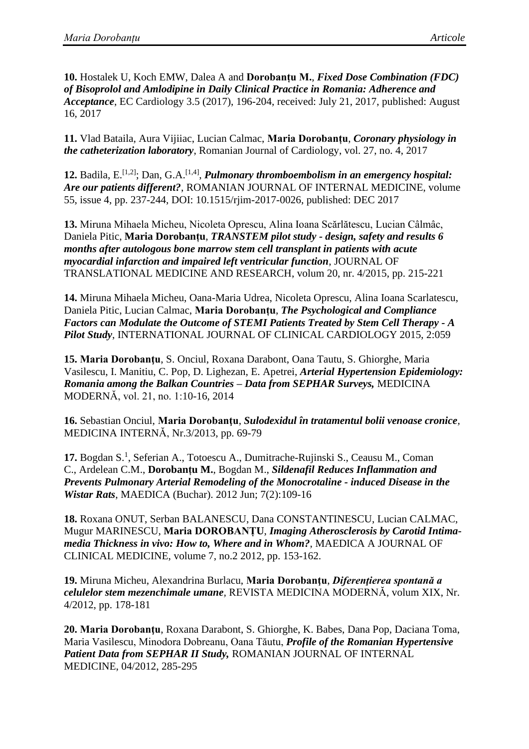**10.** Hostalek U, Koch EMW, Dalea A and **Dorobanțu M.**, ***Fixed Dose Combination (FDC) of Bisoprolol and Amlodipine in Daily Clinical Practice in Romania: Adherence and Acceptance***, EC Cardiology 3.5 (2017), 196-204, received: July 21, 2017, published: August 16, 2017

**11.** Vlad Bataila, Aura Vijiiac, Lucian Calmac, **Maria Dorobanțu**, ***Coronary physiology in the catheterization laboratory***, Romanian Journal of Cardiology, vol. 27, no. 4, 2017

**12.** Badila, E.[1,2]; Dan, G.A.[1,4], ***Pulmonary thromboembolism in an emergency hospital: Are our patients different?***, ROMANIAN JOURNAL OF INTERNAL MEDICINE, volume 55, issue 4, pp. 237-244, DOI: 10.1515/rjim-2017-0026, published: DEC 2017

**13.** Miruna Mihaela Micheu, Nicoleta Oprescu, Alina Ioana Scărlătescu, Lucian Câlmâc, Daniela Pitic, **Maria Dorobanțu**, ***TRANSTEM pilot study - design, safety and results 6 months after autologous bone marrow stem cell transplant in patients with acute myocardial infarction and impaired left ventricular function***, JOURNAL OF TRANSLATIONAL MEDICINE AND RESEARCH, volum 20, nr. 4/2015, pp. 215-221

**14.** Miruna Mihaela Micheu, Oana-Maria Udrea, Nicoleta Oprescu, Alina Ioana Scarlatescu, Daniela Pitic, Lucian Calmac, **Maria Dorobanțu**, ***The Psychological and Compliance Factors can Modulate the Outcome of STEMI Patients Treated by Stem Cell Therapy - A Pilot Study***, INTERNATIONAL JOURNAL OF CLINICAL CARDIOLOGY 2015, 2:059

**15. Maria Dorobanțu**, S. Onciul, Roxana Darabont, Oana Tautu, S. Ghiorghe, Maria Vasilescu, I. Manitiu, C. Pop, D. Lighezan, E. Apetrei, ***Arterial Hypertension Epidemiology: Romania among the Balkan Countries – Data from SEPHAR Surveys,*** MEDICINA MODERNĂ, vol. 21, no. 1:10-16, 2014

**16.** Sebastian Onciul, **Maria Dorobanțu**, ***Sulodexidul în tratamentul bolii venoase cronice***, MEDICINA INTERNĂ, Nr.3/2013, pp. 69-79

**17.** Bogdan S.[1], Seferian A., Totoescu A., Dumitrache-Rujinski S., Ceausu M., Coman C., Ardelean C.M., **Dorobanțu M.**, Bogdan M., ***Sildenafil Reduces Inflammation and Prevents Pulmonary Arterial Remodeling of the Monocrotaline - induced Disease in the Wistar Rats***, MAEDICA (Buchar). 2012 Jun; 7(2):109-16

**18.** Roxana ONUT, Serban BALANESCU, Dana CONSTANTINESCU, Lucian CALMAC, Mugur MARINESCU, **Maria DOROBANȚU**, ***Imaging Atherosclerosis by Carotid Intima-media Thickness in vivo: How to, Where and in Whom?***, MAEDICA A JOURNAL OF CLINICAL MEDICINE, volume 7, no.2 2012, pp. 153-162.

**19.** Miruna Micheu, Alexandrina Burlacu, **Maria Dorobanțu**, ***Diferențierea spontană a celulelor stem mezenchimale umane***, REVISTA MEDICINA MODERNĂ, volum XIX, Nr. 4/2012, pp. 178-181

**20. Maria Dorobanțu**, Roxana Darabont, S. Ghiorghe, K. Babes, Dana Pop, Daciana Toma, Maria Vasilescu, Minodora Dobreanu, Oana Tăutu, ***Profile of the Romanian Hypertensive Patient Data from SEPHAR II Study,*** ROMANIAN JOURNAL OF INTERNAL MEDICINE, 04/2012, 285-295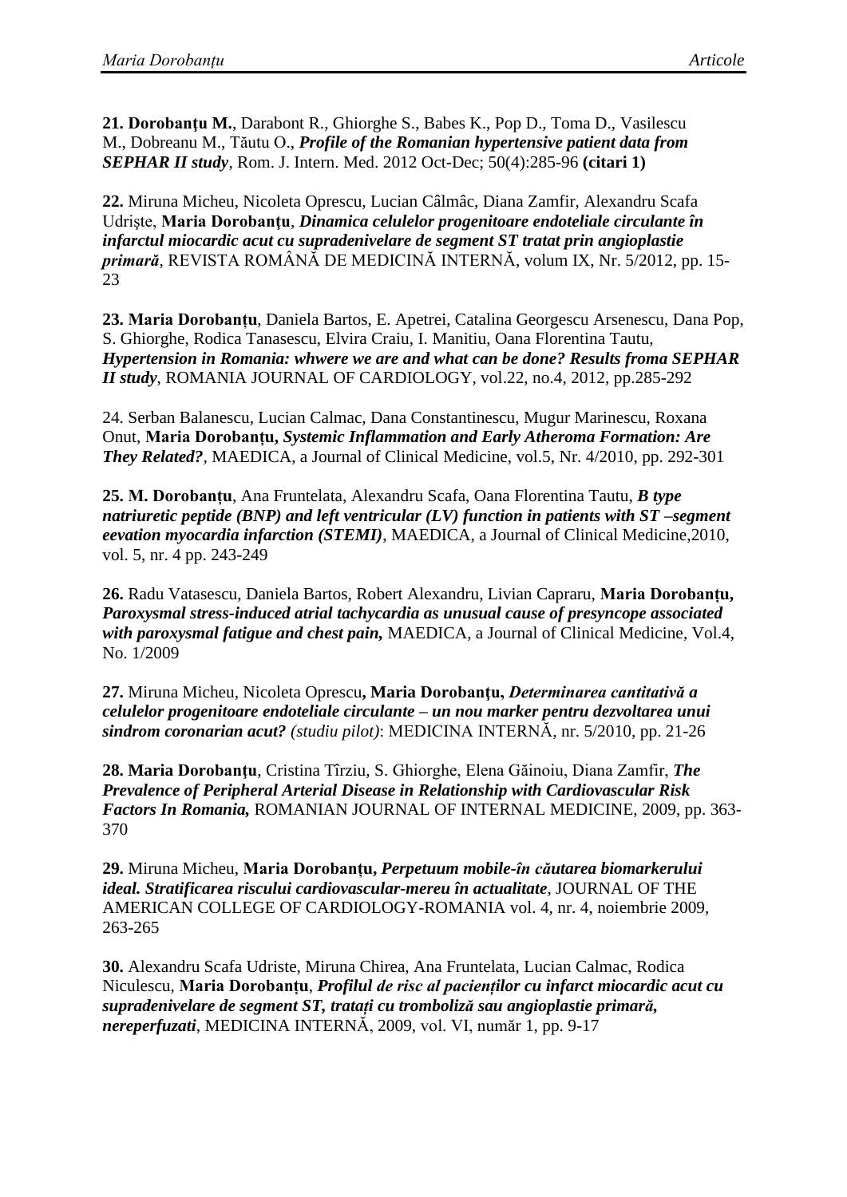**21. Dorobanţu M.**, Darabont R., Ghiorghe S., Babes K., Pop D., Toma D., Vasilescu M., Dobreanu M., Tăutu O., ***Profile of the Romanian hypertensive patient data from SEPHAR II study***, Rom. J. Intern. Med. 2012 Oct-Dec; 50(4):285-96 **(citari 1)**

**22.** Miruna Micheu, Nicoleta Oprescu, Lucian Câlmâc, Diana Zamfir, Alexandru Scafa Udrişte, **Maria Dorobanţu**, ***Dinamica celulelor progenitoare endoteliale circulante în infarctul miocardic acut cu supradenivelare de segment ST tratat prin angioplastie primară***, REVISTA ROMÂNĂ DE MEDICINĂ INTERNĂ, volum IX, Nr. 5/2012, pp. 15-23

**23. Maria Dorobanțu**, Daniela Bartos, E. Apetrei, Catalina Georgescu Arsenescu, Dana Pop, S. Ghiorghe, Rodica Tanasescu, Elvira Craiu, I. Manitiu, Oana Florentina Tautu, ***Hypertension in Romania: whwere we are and what can be done? Results froma SEPHAR II study***, ROMANIA JOURNAL OF CARDIOLOGY, vol.22, no.4, 2012, pp.285-292

24. Serban Balanescu, Lucian Calmac, Dana Constantinescu, Mugur Marinescu, Roxana Onut, **Maria Dorobanțu,** ***Systemic Inflammation and Early Atheroma Formation: Are They Related?***, MAEDICA, a Journal of Clinical Medicine, vol.5, Nr. 4/2010, pp. 292-301

**25. M. Dorobanțu**, Ana Fruntelata, Alexandru Scafa, Oana Florentina Tautu, ***B type natriuretic peptide (BNP) and left ventricular (LV) function in patients with ST –segment eevation myocardia infarction (STEMI)***, MAEDICA, a Journal of Clinical Medicine,2010, vol. 5, nr. 4 pp. 243-249

**26.** Radu Vatasescu, Daniela Bartos, Robert Alexandru, Livian Capraru, **Maria Dorobanțu,** ***Paroxysmal stress-induced atrial tachycardia as unusual cause of presyncope associated with paroxysmal fatigue and chest pain,*** MAEDICA, a Journal of Clinical Medicine, Vol.4, No. 1/2009

**27.** Miruna Micheu, Nicoleta Oprescu**, Maria Dorobanţu,** ***Determinarea cantitativă a celulelor progenitoare endoteliale circulante – un nou marker pentru dezvoltarea unui sindrom coronarian acut?*** *(studiu pilot)*: MEDICINA INTERNĂ, nr. 5/2010, pp. 21-26

**28. Maria Dorobanţu**, Cristina Tîrziu, S. Ghiorghe, Elena Găinoiu, Diana Zamfir, ***The Prevalence of Peripheral Arterial Disease in Relationship with Cardiovascular Risk Factors In Romania,*** ROMANIAN JOURNAL OF INTERNAL MEDICINE, 2009, pp. 363-370

**29.** Miruna Micheu, **Maria Dorobanțu,** ***Perpetuum mobile-în căutarea biomarkerului ideal. Stratificarea riscului cardiovascular-mereu în actualitate***, JOURNAL OF THE AMERICAN COLLEGE OF CARDIOLOGY-ROMANIA vol. 4, nr. 4, noiembrie 2009, 263-265

**30.** Alexandru Scafa Udriste, Miruna Chirea, Ana Fruntelata, Lucian Calmac, Rodica Niculescu, **Maria Dorobanțu**, ***Profilul de risc al pacienților cu infarct miocardic acut cu supradenivelare de segment ST, tratați cu tromboliză sau angioplastie primară, nereperfuzati***, MEDICINA INTERNĂ, 2009, vol. VI, număr 1, pp. 9-17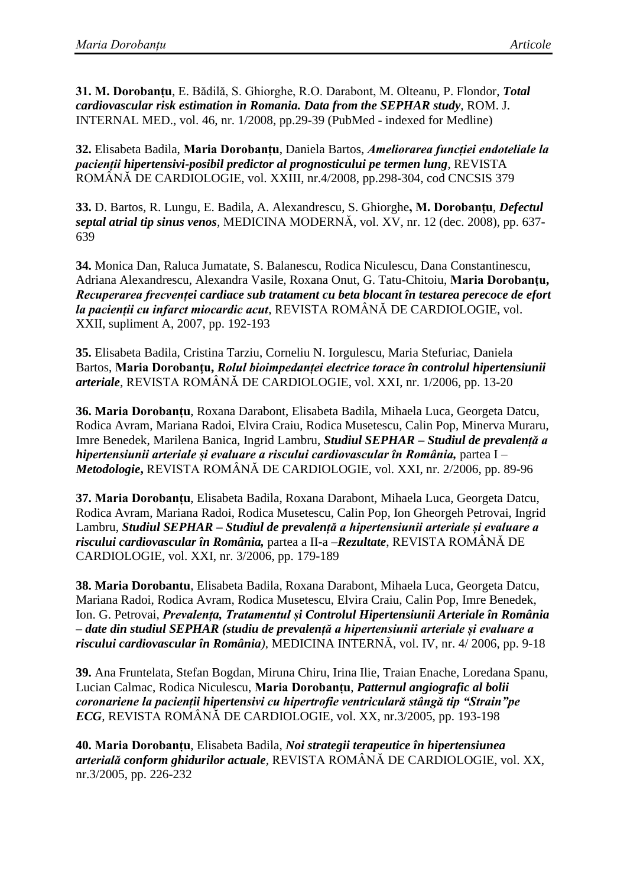**31. M. Dorobanțu**, E. Bădilă, S. Ghiorghe, R.O. Darabont, M. Olteanu, P. Flondor, ***Total cardiovascular risk estimation in Romania. Data from the SEPHAR study***, ROM. J. INTERNAL MED., vol. 46, nr. 1/2008, pp.29-39 (PubMed - indexed for Medline)

**32.** Elisabeta Badila, **Maria Dorobanțu**, Daniela Bartos, ***Ameliorarea funcției endoteliale la pacienții hipertensivi-posibil predictor al prognosticului pe termen lung***, REVISTA ROMÂNĂ DE CARDIOLOGIE, vol. XXIII, nr.4/2008, pp.298-304, cod CNCSIS 379

**33.** D. Bartos, R. Lungu, E. Badila, A. Alexandrescu, S. Ghiorghe**, M. Dorobanțu**, ***Defectul septal atrial tip sinus venos***, MEDICINA MODERNĂ, vol. XV, nr. 12 (dec. 2008), pp. 637-639

**34.** Monica Dan, Raluca Jumatate, S. Balanescu, Rodica Niculescu, Dana Constantinescu, Adriana Alexandrescu, Alexandra Vasile, Roxana Onut, G. Tatu-Chitoiu, **Maria Dorobanțu,** ***Recuperarea frecvenței cardiace sub tratament cu beta blocant în testarea perecoce de efort la pacienții cu infarct miocardic acut***, REVISTA ROMÂNĂ DE CARDIOLOGIE, vol. XXII, supliment A, 2007, pp. 192-193

**35.** Elisabeta Badila, Cristina Tarziu, Corneliu N. Iorgulescu, Maria Stefuriac, Daniela Bartos, **Maria Dorobanțu,** ***Rolul bioimpedanței electrice torace în controlul hipertensiunii arteriale***, REVISTA ROMÂNĂ DE CARDIOLOGIE, vol. XXI, nr. 1/2006, pp. 13-20

**36. Maria Dorobanțu**, Roxana Darabont, Elisabeta Badila, Mihaela Luca, Georgeta Datcu, Rodica Avram, Mariana Radoi, Elvira Craiu, Rodica Musetescu, Calin Pop, Minerva Muraru, Imre Benedek, Marilena Banica, Ingrid Lambru, ***Studiul SEPHAR – Studiul de prevalență a hipertensiunii arteriale și evaluare a riscului cardiovascular în România,*** partea I – ***Metodologie,*** REVISTA ROMÂNĂ DE CARDIOLOGIE, vol. XXI, nr. 2/2006, pp. 89-96

**37. Maria Dorobanțu**, Elisabeta Badila, Roxana Darabont, Mihaela Luca, Georgeta Datcu, Rodica Avram, Mariana Radoi, Rodica Musetescu, Calin Pop, Ion Gheorgeh Petrovai, Ingrid Lambru, ***Studiul SEPHAR – Studiul de prevalență a hipertensiunii arteriale și evaluare a riscului cardiovascular în România,*** partea a II-a –***Rezultate***, REVISTA ROMÂNĂ DE CARDIOLOGIE, vol. XXI, nr. 3/2006, pp. 179-189

**38. Maria Dorobantu**, Elisabeta Badila, Roxana Darabont, Mihaela Luca, Georgeta Datcu, Mariana Radoi, Rodica Avram, Rodica Musetescu, Elvira Craiu, Calin Pop, Imre Benedek, Ion. G. Petrovai, ***Prevalența, Tratamentul și Controlul Hipertensiunii Arteriale în România – date din studiul SEPHAR (studiu de prevalență a hipertensiunii arteriale și evaluare a riscului cardiovascular în România)***, MEDICINA INTERNĂ, vol. IV, nr. 4/ 2006, pp. 9-18

**39.** Ana Fruntelata, Stefan Bogdan, Miruna Chiru, Irina Ilie, Traian Enache, Loredana Spanu, Lucian Calmac, Rodica Niculescu, **Maria Dorobanțu**, ***Patternul angiografic al bolii coronariene la pacienții hipertensivi cu hipertrofie ventriculară stângă tip "Strain"pe ECG***, REVISTA ROMÂNĂ DE CARDIOLOGIE, vol. XX, nr.3/2005, pp. 193-198

**40. Maria Dorobanțu**, Elisabeta Badila, ***Noi strategii terapeutice în hipertensiunea arterială conform ghidurilor actuale***, REVISTA ROMÂNĂ DE CARDIOLOGIE, vol. XX, nr.3/2005, pp. 226-232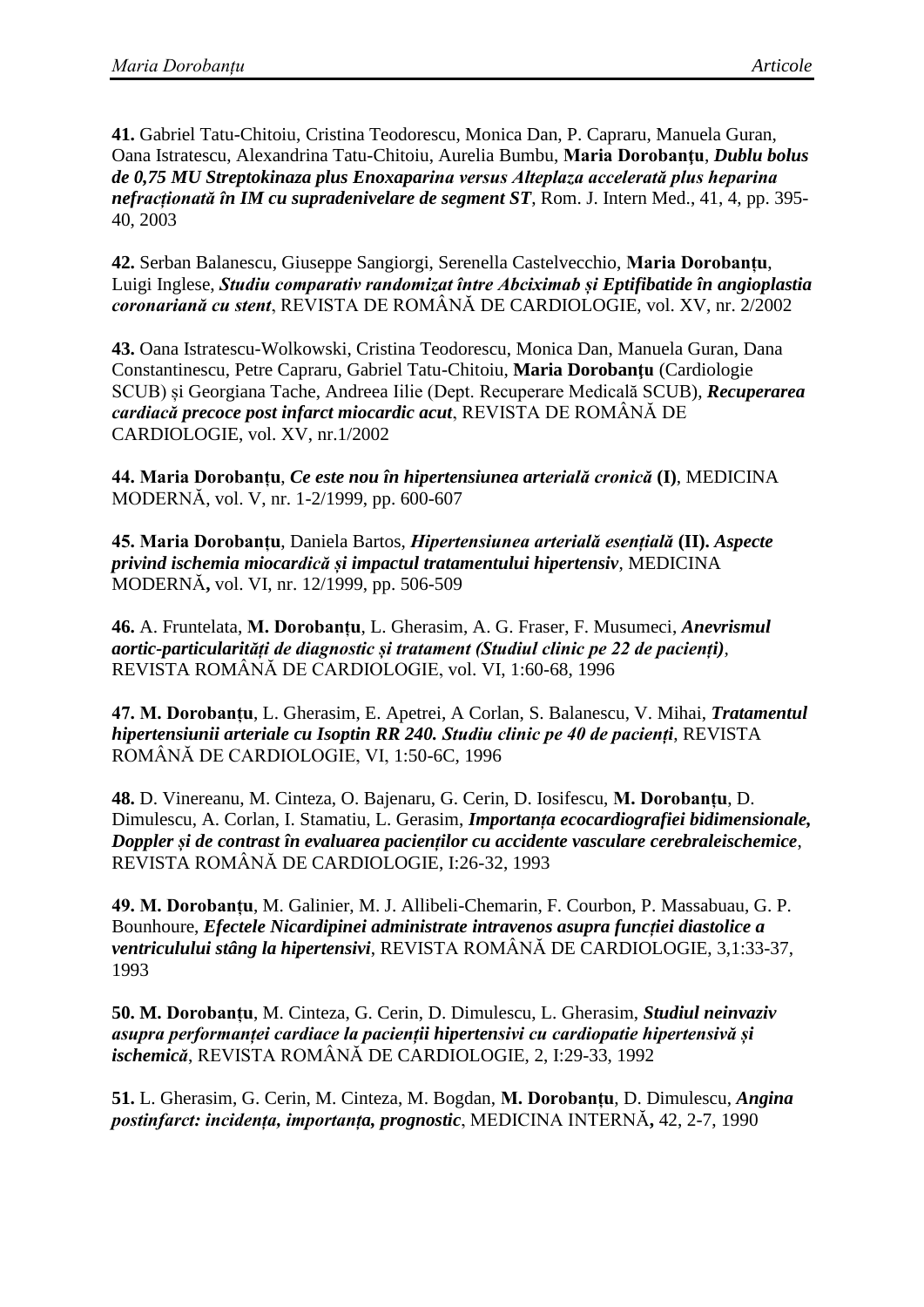**41.** Gabriel Tatu-Chitoiu, Cristina Teodorescu, Monica Dan, P. Capraru, Manuela Guran, Oana Istratescu, Alexandrina Tatu-Chitoiu, Aurelia Bumbu, **Maria Dorobanțu**, ***Dublu bolus de 0,75 MU Streptokinaza plus Enoxaparina versus Alteplaza accelerată plus heparina nefracționată în IM cu supradenivelare de segment ST***, Rom. J. Intern Med., 41, 4, pp. 395-40, 2003

**42.** Serban Balanescu, Giuseppe Sangiorgi, Serenella Castelvecchio, **Maria Dorobanțu**, Luigi Inglese, ***Studiu comparativ randomizat între Abciximab și Eptifibatide în angioplastia coronariană cu stent***, REVISTA DE ROMÂNĂ DE CARDIOLOGIE, vol. XV, nr. 2/2002

**43.** Oana Istratescu-Wolkowski, Cristina Teodorescu, Monica Dan, Manuela Guran, Dana Constantinescu, Petre Capraru, Gabriel Tatu-Chitoiu, **Maria Dorobanțu** (Cardiologie SCUB) și Georgiana Tache, Andreea Iilie (Dept. Recuperare Medicală SCUB), ***Recuperarea cardiacă precoce post infarct miocardic acut***, REVISTA DE ROMÂNĂ DE CARDIOLOGIE, vol. XV, nr.1/2002

**44. Maria Dorobanțu**, ***Ce este nou în hipertensiunea arterială cronică* (I)**, MEDICINA MODERNĂ, vol. V, nr. 1-2/1999, pp. 600-607

**45. Maria Dorobanțu**, Daniela Bartos, ***Hipertensiunea arterială esențială* (II). *Aspecte privind ischemia miocardică și impactul tratamentului hipertensiv***, MEDICINA MODERNĂ**,** vol. VI, nr. 12/1999, pp. 506-509

**46.** A. Fruntelata, **M. Dorobanțu**, L. Gherasim, A. G. Fraser, F. Musumeci, ***Anevrismul aortic-particularități de diagnostic și tratament (Studiul clinic pe 22 de pacienți)***, REVISTA ROMÂNĂ DE CARDIOLOGIE, vol. VI, 1:60-68, 1996

**47. M. Dorobanțu**, L. Gherasim, E. Apetrei, A Corlan, S. Balanescu, V. Mihai, ***Tratamentul hipertensiunii arteriale cu Isoptin RR 240. Studiu clinic pe 40 de pacienți***, REVISTA ROMÂNĂ DE CARDIOLOGIE, VI, 1:50-6C, 1996

**48.** D. Vinereanu, M. Cinteza, O. Bajenaru, G. Cerin, D. Iosifescu, **M. Dorobanțu**, D. Dimulescu, A. Corlan, I. Stamatiu, L. Gerasim, ***Importanța ecocardiografiei bidimensionale, Doppler și de contrast în evaluarea pacienților cu accidente vasculare cerebraleischemice***, REVISTA ROMÂNĂ DE CARDIOLOGIE, I:26-32, 1993

**49. M. Dorobanțu**, M. Galinier, M. J. Allibeli-Chemarin, F. Courbon, P. Massabuau, G. P. Bounhoure, ***Efectele Nicardipinei administrate intravenos asupra funcției diastolice a ventriculului stâng la hipertensivi***, REVISTA ROMÂNĂ DE CARDIOLOGIE, 3,1:33-37, 1993

**50. M. Dorobanțu**, M. Cinteza, G. Cerin, D. Dimulescu, L. Gherasim, ***Studiul neinvaziv asupra performanței cardiace la pacienții hipertensivi cu cardiopatie hipertensivă și ischemică***, REVISTA ROMÂNĂ DE CARDIOLOGIE, 2, I:29-33, 1992

**51.** L. Gherasim, G. Cerin, M. Cinteza, M. Bogdan, **M. Dorobanțu**, D. Dimulescu, ***Angina postinfarct: incidența, importanța, prognostic***, MEDICINA INTERNĂ**,** 42, 2-7, 1990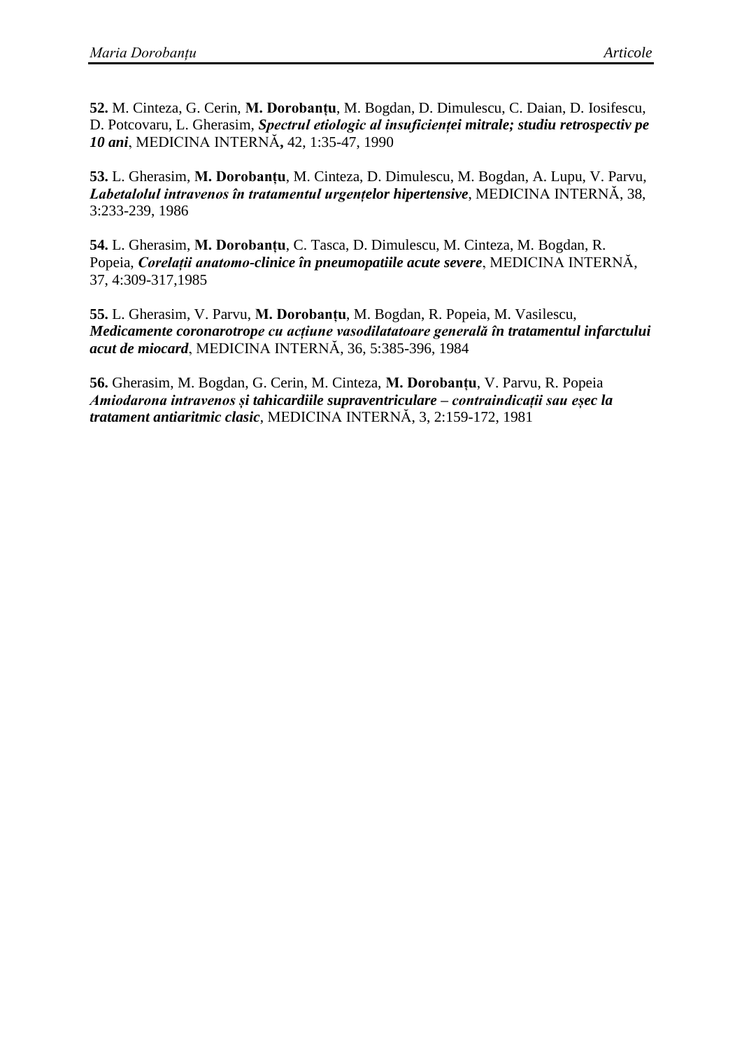**52.** M. Cinteza, G. Cerin, **M. Dorobanțu**, M. Bogdan, D. Dimulescu, C. Daian, D. Iosifescu, D. Potcovaru, L. Gherasim, ***Spectrul etiologic al insuficienței mitrale; studiu retrospectiv pe 10 ani***, MEDICINA INTERNĂ**,** 42, 1:35-47, 1990

**53.** L. Gherasim, **M. Dorobanțu**, M. Cinteza, D. Dimulescu, M. Bogdan, A. Lupu, V. Parvu, ***Labetalolul intravenos în tratamentul urgențelor hipertensive***, MEDICINA INTERNĂ, 38, 3:233-239, 1986

**54.** L. Gherasim, **M. Dorobanțu**, C. Tasca, D. Dimulescu, M. Cinteza, M. Bogdan, R. Popeia, ***Corelații anatomo-clinice în pneumopatiile acute severe***, MEDICINA INTERNĂ, 37, 4:309-317,1985

**55.** L. Gherasim, V. Parvu, **M. Dorobanțu**, M. Bogdan, R. Popeia, M. Vasilescu, ***Medicamente coronarotrope cu acțiune vasodilatatoare generală în tratamentul infarctului acut de miocard***, MEDICINA INTERNĂ, 36, 5:385-396, 1984

**56.** Gherasim, M. Bogdan, G. Cerin, M. Cinteza, **M. Dorobanțu**, V. Parvu, R. Popeia ***Amiodarona intravenos și tahicardiile supraventriculare – contraindicații sau eșec la tratament antiaritmic clasic***, MEDICINA INTERNĂ, 3, 2:159-172, 1981